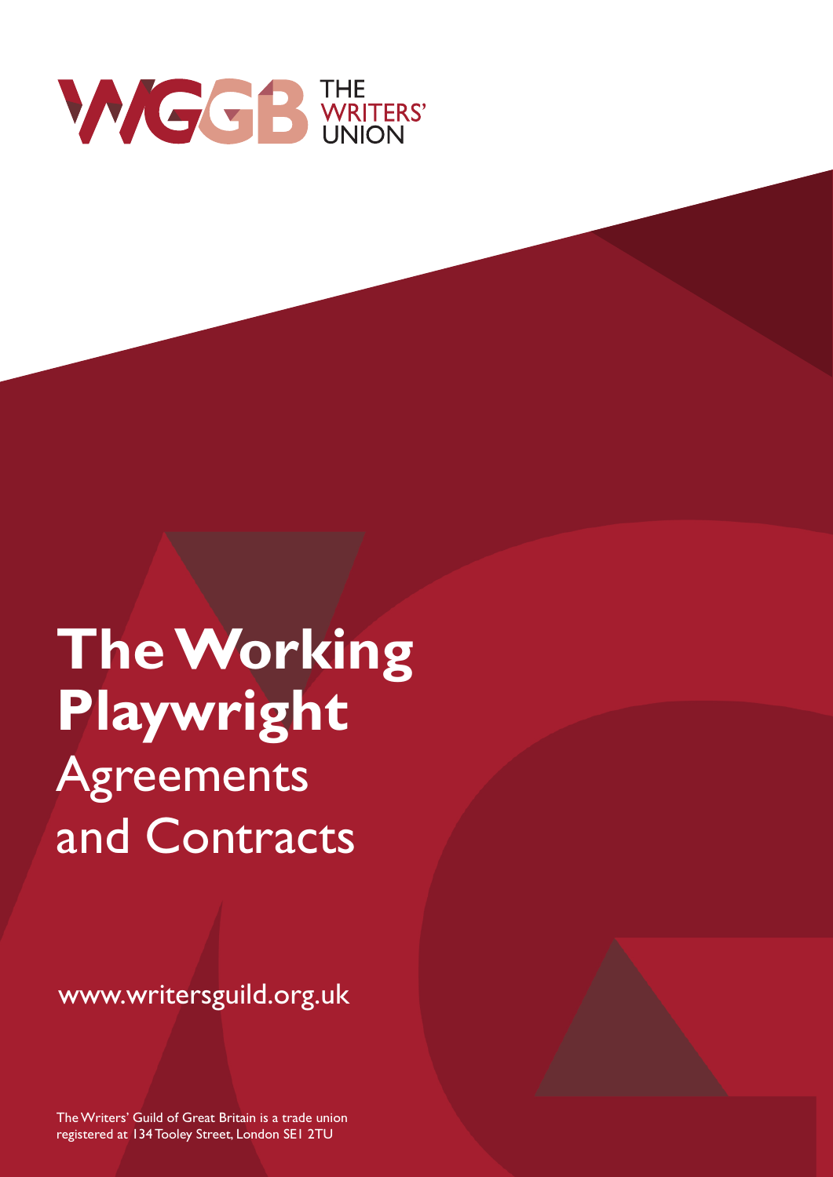WGGB THE WRITERS' UNION

# The Working Playwright

## Agreements and Contracts

www.writersguild.org.uk

The Writers' Guild of Great Britain is a trade union registered at 134 Tooley Street, London SE1 2TU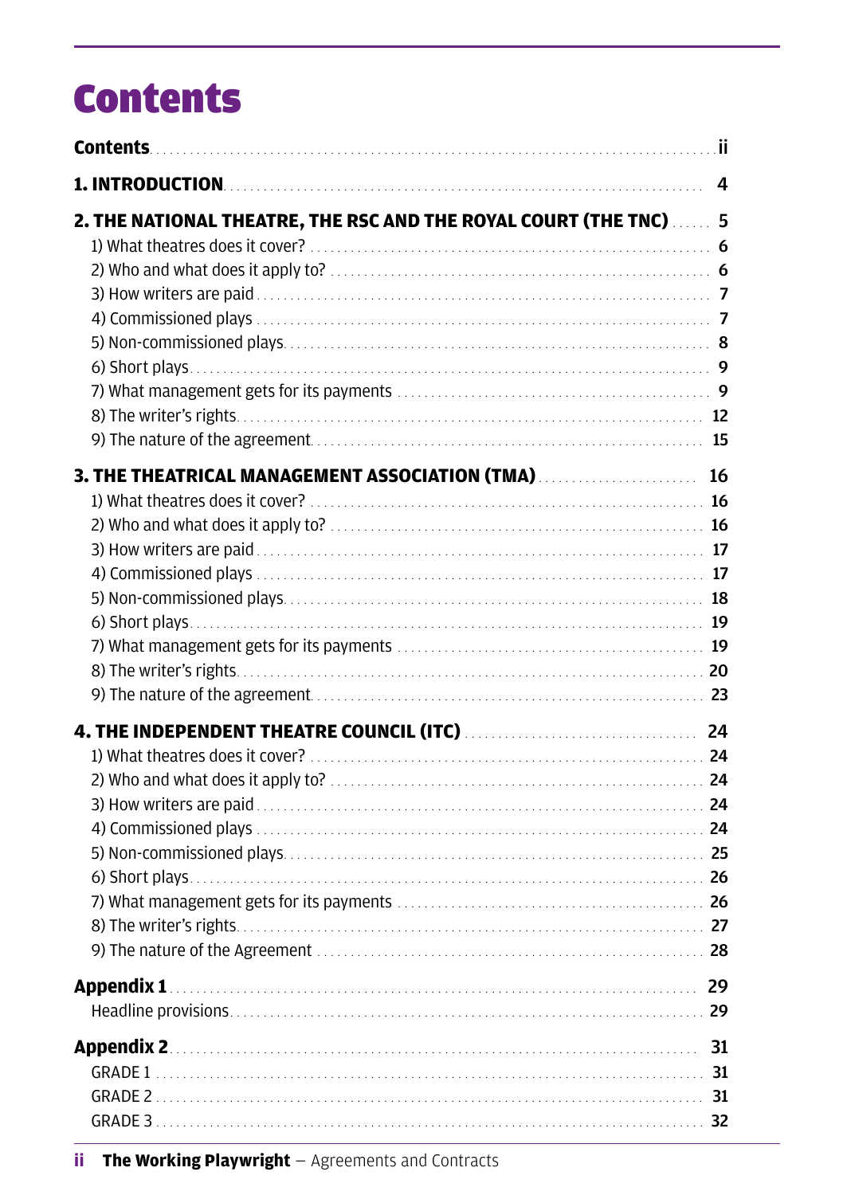# Contents

**Contents** ii

**1. INTRODUCTION** 4

**2. THE NATIONAL THEATRE, THE RSC AND THE ROYAL COURT (THE TNC)** 5

- 1) What theatres does it cover? 6
- 2) Who and what does it apply to? 6
- 3) How writers are paid 7
- 4) Commissioned plays 7
- 5) Non-commissioned plays 8
- 6) Short plays 9
- 7) What management gets for its payments 9
- 8) The writer's rights 12
- 9) The nature of the agreement 15

**3. THE THEATRICAL MANAGEMENT ASSOCIATION (TMA)** 16

- 1) What theatres does it cover? 16
- 2) Who and what does it apply to? 16
- 3) How writers are paid 17
- 4) Commissioned plays 17
- 5) Non-commissioned plays 18
- 6) Short plays 19
- 7) What management gets for its payments 19
- 8) The writer's rights 20
- 9) The nature of the agreement 23

**4. THE INDEPENDENT THEATRE COUNCIL (ITC)** 24

- 1) What theatres does it cover? 24
- 2) Who and what does it apply to? 24
- 3) How writers are paid 24
- 4) Commissioned plays 24
- 5) Non-commissioned plays 25
- 6) Short plays 26
- 7) What management gets for its payments 26
- 8) The writer's rights 27
- 9) The nature of the Agreement 28

**Appendix 1** 29

- Headline provisions 29

**Appendix 2** 31

- GRADE 1 31
- GRADE 2 31
- GRADE 3 32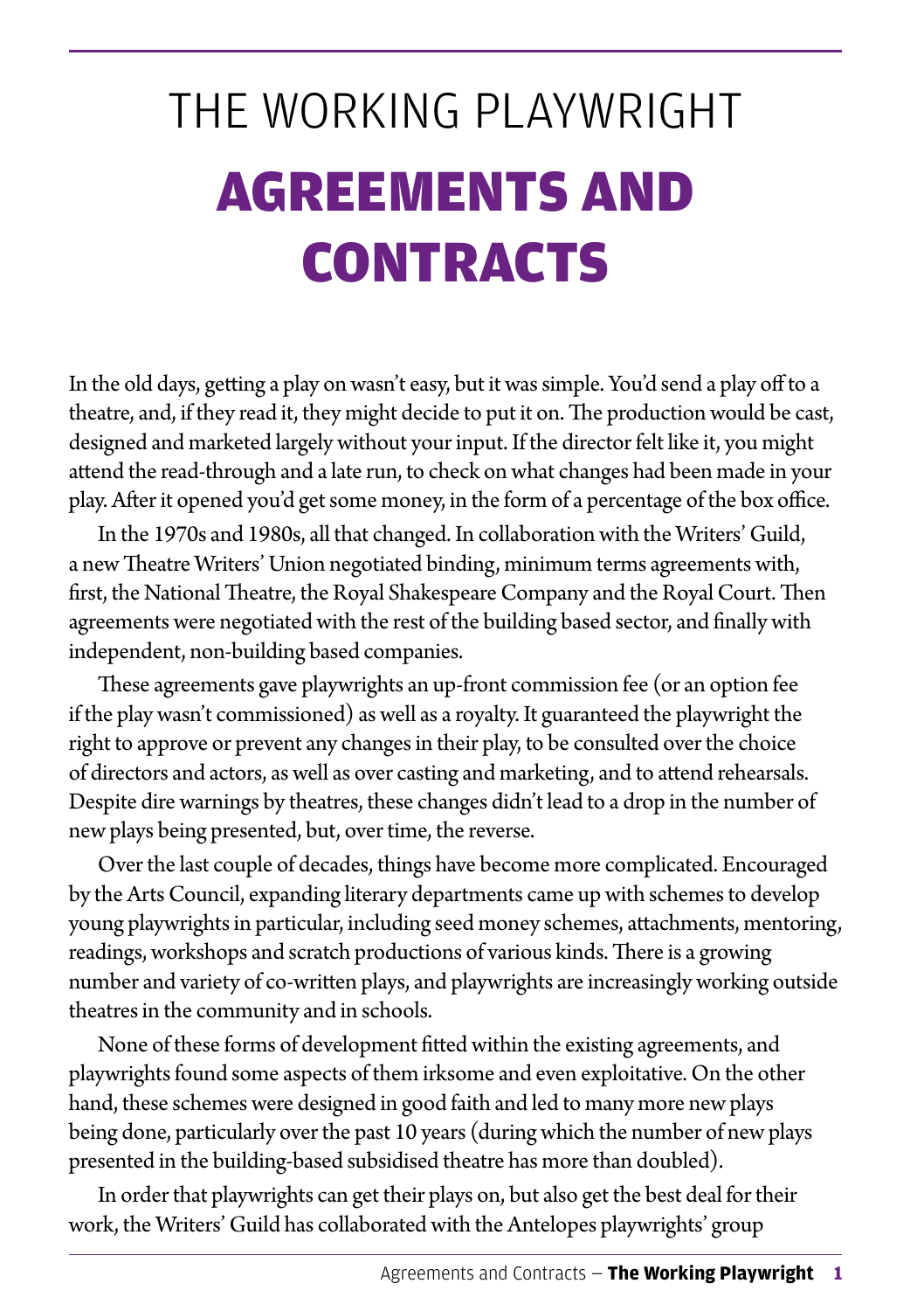# THE WORKING PLAYWRIGHT

# AGREEMENTS AND CONTRACTS

In the old days, getting a play on wasn't easy, but it was simple. You'd send a play off to a theatre, and, if they read it, they might decide to put it on. The production would be cast, designed and marketed largely without your input. If the director felt like it, you might attend the read-through and a late run, to check on what changes had been made in your play. After it opened you'd get some money, in the form of a percentage of the box office.

In the 1970s and 1980s, all that changed. In collaboration with the Writers' Guild, a new Theatre Writers' Union negotiated binding, minimum terms agreements with, first, the National Theatre, the Royal Shakespeare Company and the Royal Court. Then agreements were negotiated with the rest of the building based sector, and finally with independent, non-building based companies.

These agreements gave playwrights an up-front commission fee (or an option fee if the play wasn't commissioned) as well as a royalty. It guaranteed the playwright the right to approve or prevent any changes in their play, to be consulted over the choice of directors and actors, as well as over casting and marketing, and to attend rehearsals. Despite dire warnings by theatres, these changes didn't lead to a drop in the number of new plays being presented, but, over time, the reverse.

Over the last couple of decades, things have become more complicated. Encouraged by the Arts Council, expanding literary departments came up with schemes to develop young playwrights in particular, including seed money schemes, attachments, mentoring, readings, workshops and scratch productions of various kinds. There is a growing number and variety of co-written plays, and playwrights are increasingly working outside theatres in the community and in schools.

None of these forms of development fitted within the existing agreements, and playwrights found some aspects of them irksome and even exploitative. On the other hand, these schemes were designed in good faith and led to many more new plays being done, particularly over the past 10 years (during which the number of new plays presented in the building-based subsidised theatre has more than doubled).

In order that playwrights can get their plays on, but also get the best deal for their work, the Writers' Guild has collaborated with the Antelopes playwrights' group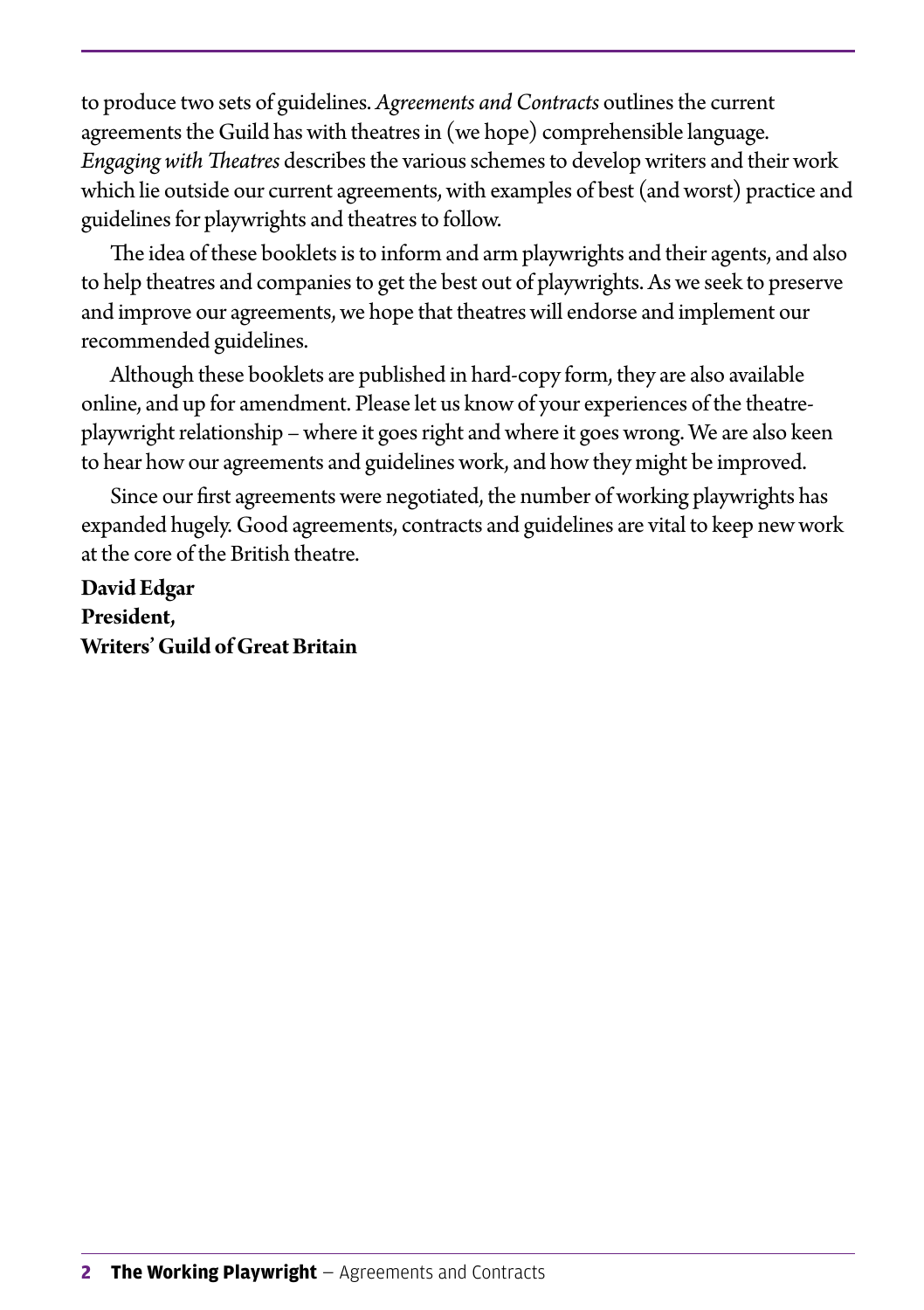to produce two sets of guidelines. *Agreements and Contracts* outlines the current agreements the Guild has with theatres in (we hope) comprehensible language. *Engaging with Theatres* describes the various schemes to develop writers and their work which lie outside our current agreements, with examples of best (and worst) practice and guidelines for playwrights and theatres to follow.

The idea of these booklets is to inform and arm playwrights and their agents, and also to help theatres and companies to get the best out of playwrights. As we seek to preserve and improve our agreements, we hope that theatres will endorse and implement our recommended guidelines.

Although these booklets are published in hard-copy form, they are also available online, and up for amendment. Please let us know of your experiences of the theatre-playwright relationship – where it goes right and where it goes wrong. We are also keen to hear how our agreements and guidelines work, and how they might be improved.

Since our first agreements were negotiated, the number of working playwrights has expanded hugely. Good agreements, contracts and guidelines are vital to keep new work at the core of the British theatre.

**David Edgar**
**President,**
**Writers' Guild of Great Britain**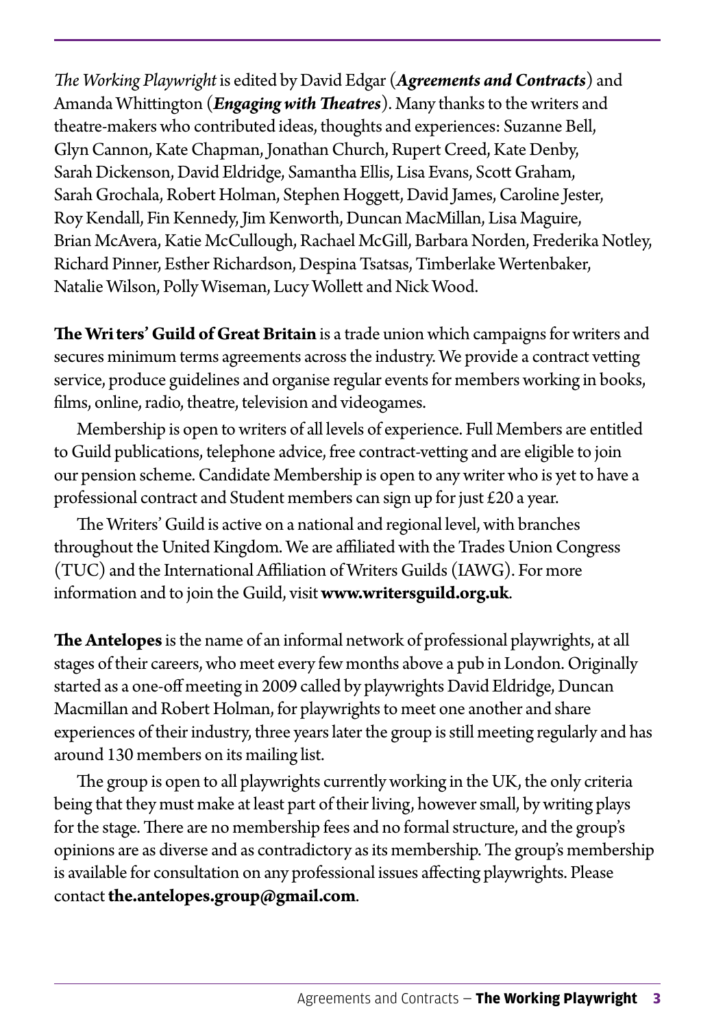*The Working Playwright* is edited by David Edgar (***Agreements and Contracts***) and Amanda Whittington (***Engaging with Theatres***). Many thanks to the writers and theatre-makers who contributed ideas, thoughts and experiences: Suzanne Bell, Glyn Cannon, Kate Chapman, Jonathan Church, Rupert Creed, Kate Denby, Sarah Dickenson, David Eldridge, Samantha Ellis, Lisa Evans, Scott Graham, Sarah Grochala, Robert Holman, Stephen Hoggett, David James, Caroline Jester, Roy Kendall, Fin Kennedy, Jim Kenworth, Duncan MacMillan, Lisa Maguire, Brian McAvera, Katie McCullough, Rachael McGill, Barbara Norden, Frederika Notley, Richard Pinner, Esther Richardson, Despina Tsatsas, Timberlake Wertenbaker, Natalie Wilson, Polly Wiseman, Lucy Wollett and Nick Wood.

**The Writers' Guild of Great Britain** is a trade union which campaigns for writers and secures minimum terms agreements across the industry. We provide a contract vetting service, produce guidelines and organise regular events for members working in books, films, online, radio, theatre, television and videogames.

Membership is open to writers of all levels of experience. Full Members are entitled to Guild publications, telephone advice, free contract-vetting and are eligible to join our pension scheme. Candidate Membership is open to any writer who is yet to have a professional contract and Student members can sign up for just £20 a year.

The Writers' Guild is active on a national and regional level, with branches throughout the United Kingdom. We are affiliated with the Trades Union Congress (TUC) and the International Affiliation of Writers Guilds (IAWG). For more information and to join the Guild, visit **www.writersguild.org.uk**.

**The Antelopes** is the name of an informal network of professional playwrights, at all stages of their careers, who meet every few months above a pub in London. Originally started as a one-off meeting in 2009 called by playwrights David Eldridge, Duncan Macmillan and Robert Holman, for playwrights to meet one another and share experiences of their industry, three years later the group is still meeting regularly and has around 130 members on its mailing list.

The group is open to all playwrights currently working in the UK, the only criteria being that they must make at least part of their living, however small, by writing plays for the stage. There are no membership fees and no formal structure, and the group's opinions are as diverse and as contradictory as its membership. The group's membership is available for consultation on any professional issues affecting playwrights. Please contact **the.antelopes.group@gmail.com**.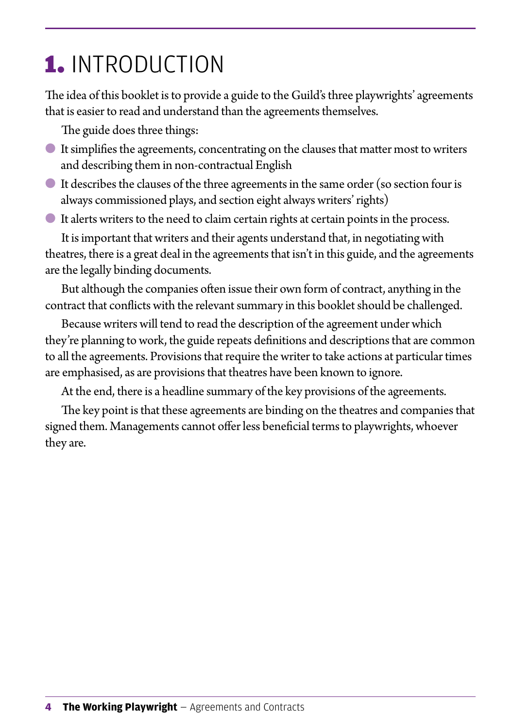# 1. INTRODUCTION

The idea of this booklet is to provide a guide to the Guild's three playwrights' agreements that is easier to read and understand than the agreements themselves.

The guide does three things:

- It simplifies the agreements, concentrating on the clauses that matter most to writers and describing them in non-contractual English
- It describes the clauses of the three agreements in the same order (so section four is always commissioned plays, and section eight always writers' rights)
- It alerts writers to the need to claim certain rights at certain points in the process.

It is important that writers and their agents understand that, in negotiating with theatres, there is a great deal in the agreements that isn't in this guide, and the agreements are the legally binding documents.

But although the companies often issue their own form of contract, anything in the contract that conflicts with the relevant summary in this booklet should be challenged.

Because writers will tend to read the description of the agreement under which they're planning to work, the guide repeats definitions and descriptions that are common to all the agreements. Provisions that require the writer to take actions at particular times are emphasised, as are provisions that theatres have been known to ignore.

At the end, there is a headline summary of the key provisions of the agreements.

The key point is that these agreements are binding on the theatres and companies that signed them. Managements cannot offer less beneficial terms to playwrights, whoever they are.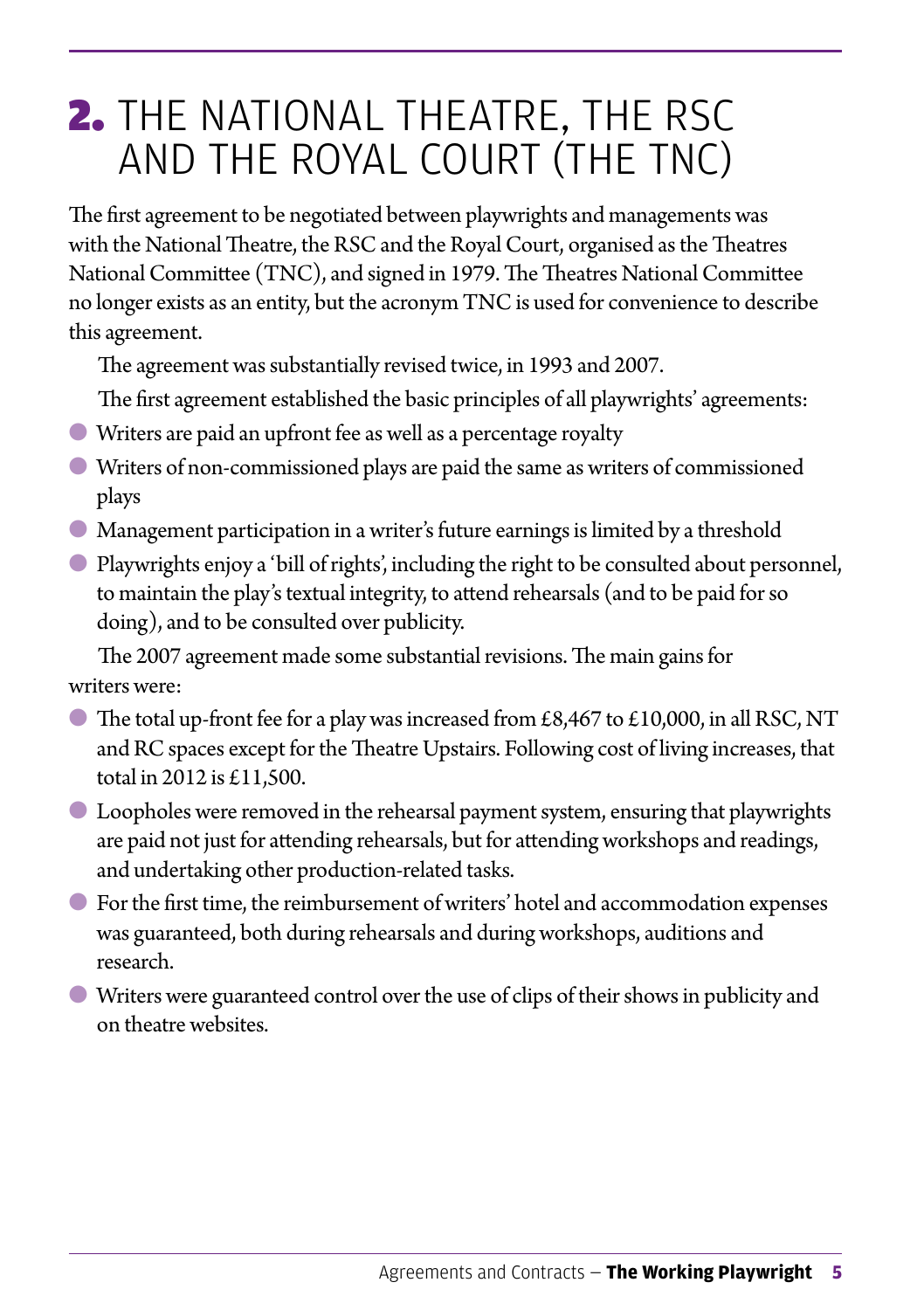# 2. THE NATIONAL THEATRE, THE RSC AND THE ROYAL COURT (THE TNC)

The first agreement to be negotiated between playwrights and managements was with the National Theatre, the RSC and the Royal Court, organised as the Theatres National Committee (TNC), and signed in 1979. The Theatres National Committee no longer exists as an entity, but the acronym TNC is used for convenience to describe this agreement.

The agreement was substantially revised twice, in 1993 and 2007.

The first agreement established the basic principles of all playwrights' agreements:

- Writers are paid an upfront fee as well as a percentage royalty
- Writers of non-commissioned plays are paid the same as writers of commissioned plays
- Management participation in a writer's future earnings is limited by a threshold
- Playwrights enjoy a 'bill of rights', including the right to be consulted about personnel, to maintain the play's textual integrity, to attend rehearsals (and to be paid for so doing), and to be consulted over publicity.

The 2007 agreement made some substantial revisions. The main gains for writers were:

- The total up-front fee for a play was increased from £8,467 to £10,000, in all RSC, NT and RC spaces except for the Theatre Upstairs. Following cost of living increases, that total in 2012 is £11,500.
- Loopholes were removed in the rehearsal payment system, ensuring that playwrights are paid not just for attending rehearsals, but for attending workshops and readings, and undertaking other production-related tasks.
- For the first time, the reimbursement of writers' hotel and accommodation expenses was guaranteed, both during rehearsals and during workshops, auditions and research.
- Writers were guaranteed control over the use of clips of their shows in publicity and on theatre websites.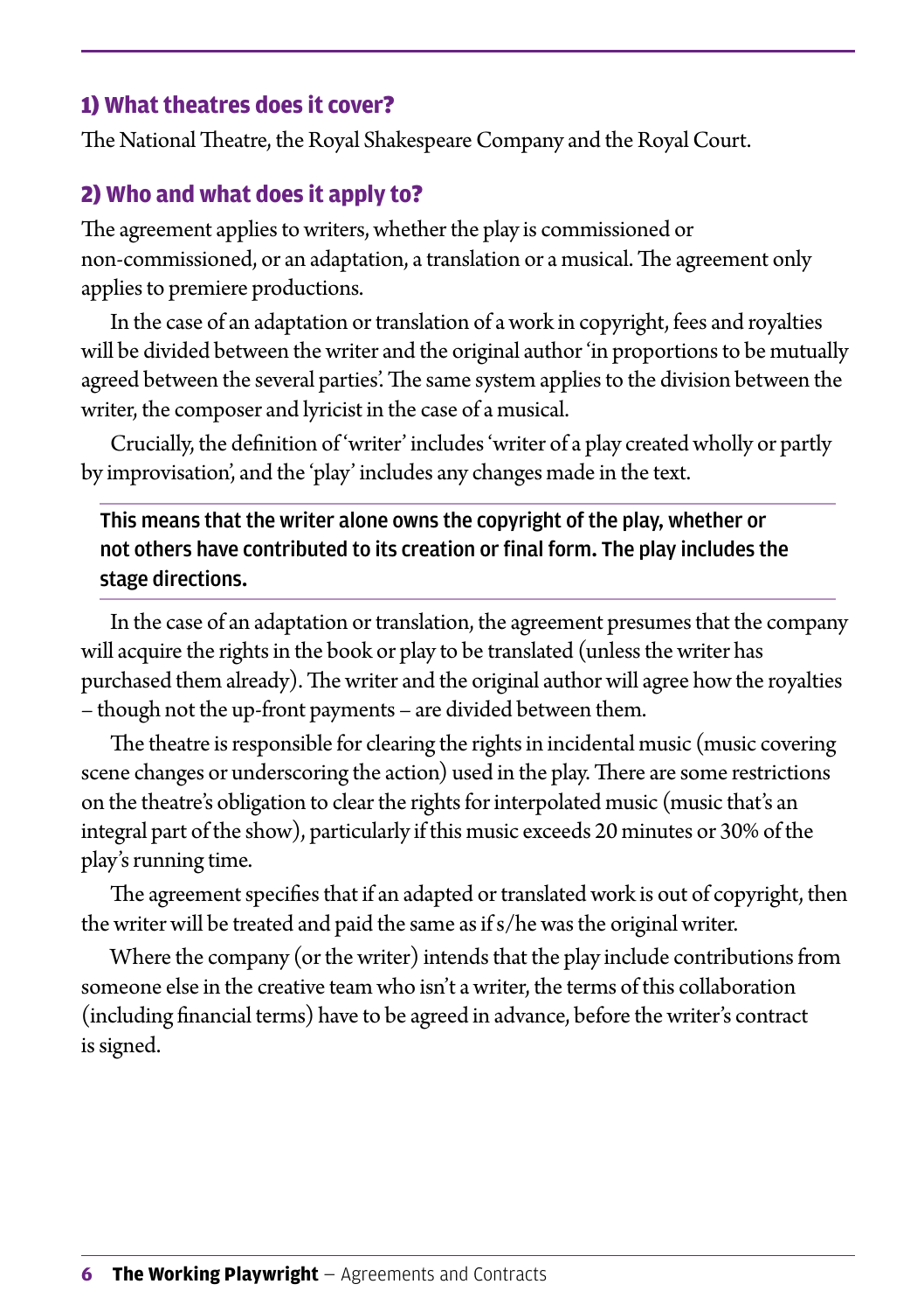### 1) What theatres does it cover?

The National Theatre, the Royal Shakespeare Company and the Royal Court.

### 2) Who and what does it apply to?

The agreement applies to writers, whether the play is commissioned or non-commissioned, or an adaptation, a translation or a musical. The agreement only applies to premiere productions.

In the case of an adaptation or translation of a work in copyright, fees and royalties will be divided between the writer and the original author 'in proportions to be mutually agreed between the several parties'. The same system applies to the division between the writer, the composer and lyricist in the case of a musical.

Crucially, the definition of 'writer' includes 'writer of a play created wholly or partly by improvisation', and the 'play' includes any changes made in the text.

**This means that the writer alone owns the copyright of the play, whether or not others have contributed to its creation or final form. The play includes the stage directions.**

In the case of an adaptation or translation, the agreement presumes that the company will acquire the rights in the book or play to be translated (unless the writer has purchased them already). The writer and the original author will agree how the royalties – though not the up-front payments – are divided between them.

The theatre is responsible for clearing the rights in incidental music (music covering scene changes or underscoring the action) used in the play. There are some restrictions on the theatre's obligation to clear the rights for interpolated music (music that's an integral part of the show), particularly if this music exceeds 20 minutes or 30% of the play's running time.

The agreement specifies that if an adapted or translated work is out of copyright, then the writer will be treated and paid the same as if s/he was the original writer.

Where the company (or the writer) intends that the play include contributions from someone else in the creative team who isn't a writer, the terms of this collaboration (including financial terms) have to be agreed in advance, before the writer's contract is signed.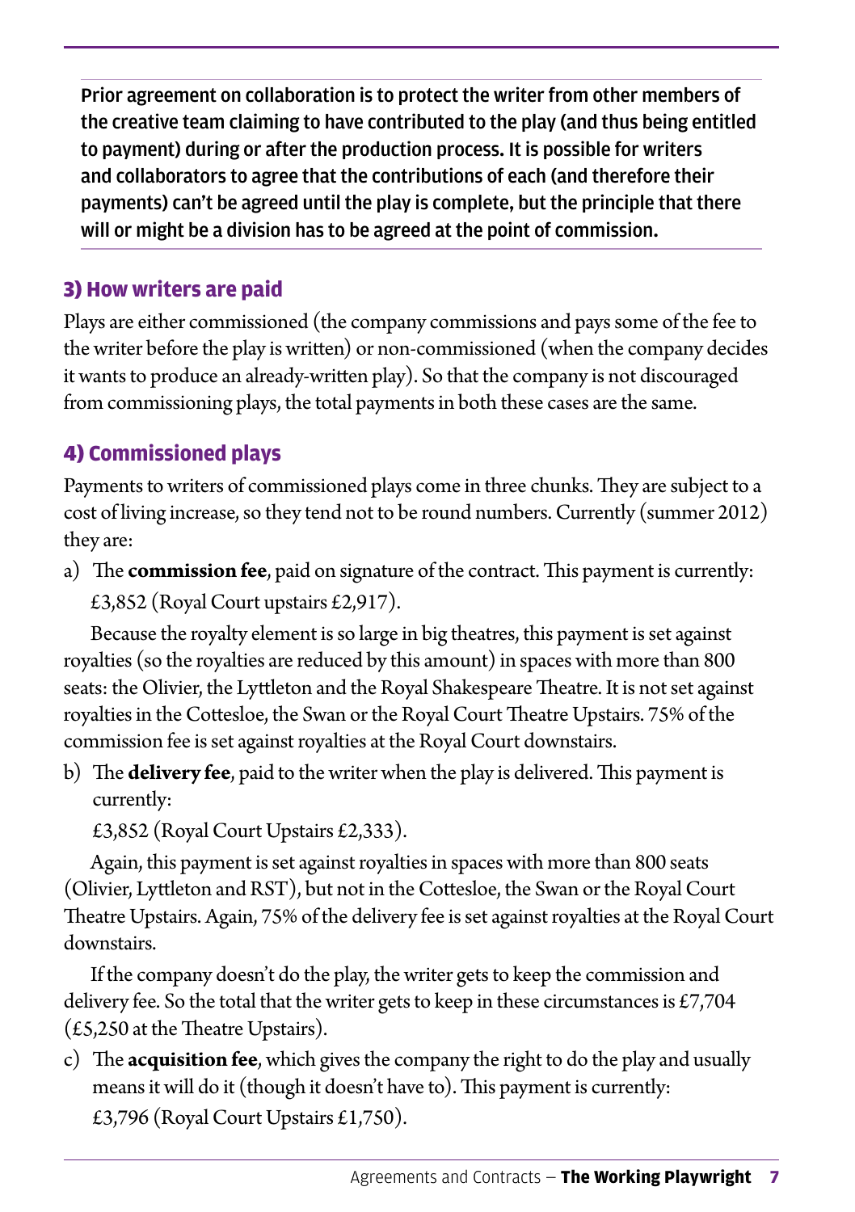**Prior agreement on collaboration is to protect the writer from other members of the creative team claiming to have contributed to the play (and thus being entitled to payment) during or after the production process. It is possible for writers and collaborators to agree that the contributions of each (and therefore their payments) can't be agreed until the play is complete, but the principle that there will or might be a division has to be agreed at the point of commission.**

### 3) How writers are paid

Plays are either commissioned (the company commissions and pays some of the fee to the writer before the play is written) or non-commissioned (when the company decides it wants to produce an already-written play). So that the company is not discouraged from commissioning plays, the total payments in both these cases are the same.

### 4) Commissioned plays

Payments to writers of commissioned plays come in three chunks. They are subject to a cost of living increase, so they tend not to be round numbers. Currently (summer 2012) they are:

a) The **commission fee**, paid on signature of the contract. This payment is currently: £3,852 (Royal Court upstairs £2,917).

Because the royalty element is so large in big theatres, this payment is set against royalties (so the royalties are reduced by this amount) in spaces with more than 800 seats: the Olivier, the Lyttleton and the Royal Shakespeare Theatre. It is not set against royalties in the Cottesloe, the Swan or the Royal Court Theatre Upstairs. 75% of the commission fee is set against royalties at the Royal Court downstairs.

b) The **delivery fee**, paid to the writer when the play is delivered. This payment is currently:

£3,852 (Royal Court Upstairs £2,333).

Again, this payment is set against royalties in spaces with more than 800 seats (Olivier, Lyttleton and RST), but not in the Cottesloe, the Swan or the Royal Court Theatre Upstairs. Again, 75% of the delivery fee is set against royalties at the Royal Court downstairs.

If the company doesn't do the play, the writer gets to keep the commission and delivery fee. So the total that the writer gets to keep in these circumstances is £7,704 (£5,250 at the Theatre Upstairs).

c) The **acquisition fee**, which gives the company the right to do the play and usually means it will do it (though it doesn't have to). This payment is currently: £3,796 (Royal Court Upstairs £1,750).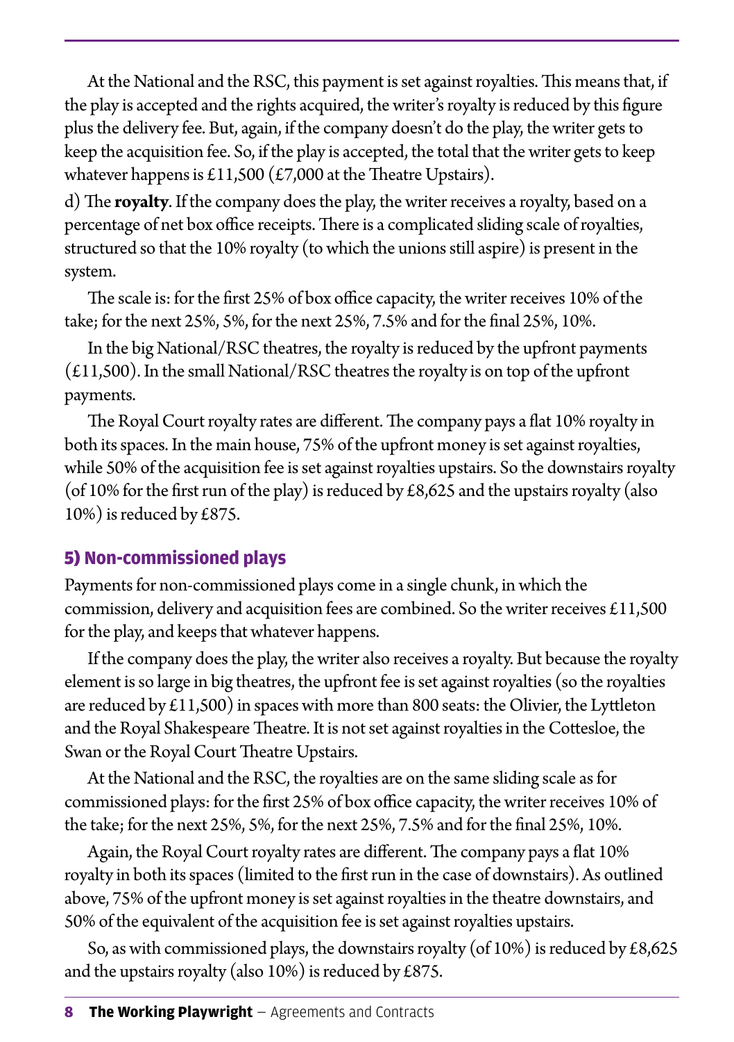At the National and the RSC, this payment is set against royalties. This means that, if the play is accepted and the rights acquired, the writer's royalty is reduced by this figure plus the delivery fee. But, again, if the company doesn't do the play, the writer gets to keep the acquisition fee. So, if the play is accepted, the total that the writer gets to keep whatever happens is £11,500 (£7,000 at the Theatre Upstairs).

d) The **royalty**. If the company does the play, the writer receives a royalty, based on a percentage of net box office receipts. There is a complicated sliding scale of royalties, structured so that the 10% royalty (to which the unions still aspire) is present in the system.

The scale is: for the first 25% of box office capacity, the writer receives 10% of the take; for the next 25%, 5%, for the next 25%, 7.5% and for the final 25%, 10%.

In the big National/RSC theatres, the royalty is reduced by the upfront payments (£11,500). In the small National/RSC theatres the royalty is on top of the upfront payments.

The Royal Court royalty rates are different. The company pays a flat 10% royalty in both its spaces. In the main house, 75% of the upfront money is set against royalties, while 50% of the acquisition fee is set against royalties upstairs. So the downstairs royalty (of 10% for the first run of the play) is reduced by £8,625 and the upstairs royalty (also 10%) is reduced by £875.

### 5) Non-commissioned plays

Payments for non-commissioned plays come in a single chunk, in which the commission, delivery and acquisition fees are combined. So the writer receives £11,500 for the play, and keeps that whatever happens.

If the company does the play, the writer also receives a royalty. But because the royalty element is so large in big theatres, the upfront fee is set against royalties (so the royalties are reduced by £11,500) in spaces with more than 800 seats: the Olivier, the Lyttleton and the Royal Shakespeare Theatre. It is not set against royalties in the Cottesloe, the Swan or the Royal Court Theatre Upstairs.

At the National and the RSC, the royalties are on the same sliding scale as for commissioned plays: for the first 25% of box office capacity, the writer receives 10% of the take; for the next 25%, 5%, for the next 25%, 7.5% and for the final 25%, 10%.

Again, the Royal Court royalty rates are different. The company pays a flat 10% royalty in both its spaces (limited to the first run in the case of downstairs). As outlined above, 75% of the upfront money is set against royalties in the theatre downstairs, and 50% of the equivalent of the acquisition fee is set against royalties upstairs.

So, as with commissioned plays, the downstairs royalty (of 10%) is reduced by £8,625 and the upstairs royalty (also 10%) is reduced by £875.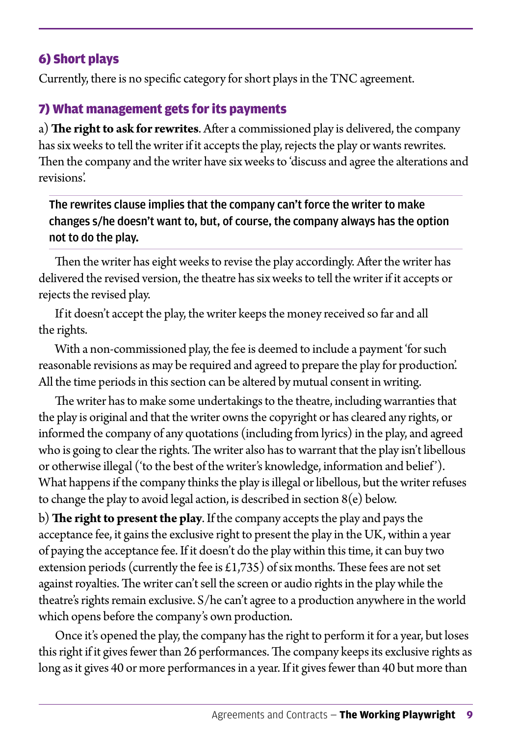### 6) Short plays

Currently, there is no specific category for short plays in the TNC agreement.

### 7) What management gets for its payments

a) **The right to ask for rewrites**. After a commissioned play is delivered, the company has six weeks to tell the writer if it accepts the play, rejects the play or wants rewrites. Then the company and the writer have six weeks to 'discuss and agree the alterations and revisions'.

> **The rewrites clause implies that the company can't force the writer to make changes s/he doesn't want to, but, of course, the company always has the option not to do the play.**

Then the writer has eight weeks to revise the play accordingly. After the writer has delivered the revised version, the theatre has six weeks to tell the writer if it accepts or rejects the revised play.

If it doesn't accept the play, the writer keeps the money received so far and all the rights.

With a non-commissioned play, the fee is deemed to include a payment 'for such reasonable revisions as may be required and agreed to prepare the play for production'. All the time periods in this section can be altered by mutual consent in writing.

The writer has to make some undertakings to the theatre, including warranties that the play is original and that the writer owns the copyright or has cleared any rights, or informed the company of any quotations (including from lyrics) in the play, and agreed who is going to clear the rights. The writer also has to warrant that the play isn't libellous or otherwise illegal ('to the best of the writer's knowledge, information and belief'). What happens if the company thinks the play is illegal or libellous, but the writer refuses to change the play to avoid legal action, is described in section 8(e) below.

b) **The right to present the play**. If the company accepts the play and pays the acceptance fee, it gains the exclusive right to present the play in the UK, within a year of paying the acceptance fee. If it doesn't do the play within this time, it can buy two extension periods (currently the fee is £1,735) of six months. These fees are not set against royalties. The writer can't sell the screen or audio rights in the play while the theatre's rights remain exclusive. S/he can't agree to a production anywhere in the world which opens before the company's own production.

Once it's opened the play, the company has the right to perform it for a year, but loses this right if it gives fewer than 26 performances. The company keeps its exclusive rights as long as it gives 40 or more performances in a year. If it gives fewer than 40 but more than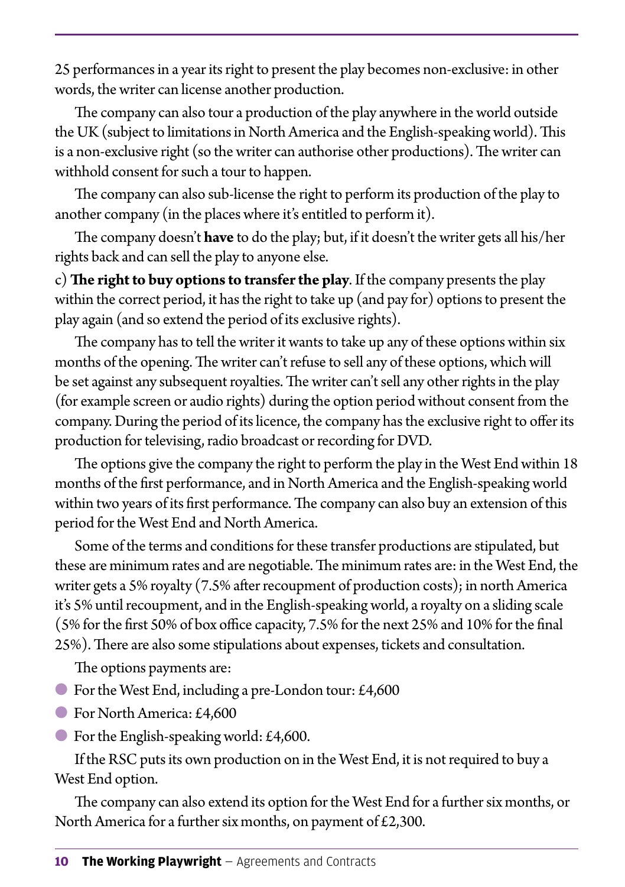25 performances in a year its right to present the play becomes non-exclusive: in other words, the writer can license another production.

The company can also tour a production of the play anywhere in the world outside the UK (subject to limitations in North America and the English-speaking world). This is a non-exclusive right (so the writer can authorise other productions). The writer can withhold consent for such a tour to happen.

The company can also sub-license the right to perform its production of the play to another company (in the places where it's entitled to perform it).

The company doesn't **have** to do the play; but, if it doesn't the writer gets all his/her rights back and can sell the play to anyone else.

c) **The right to buy options to transfer the play**. If the company presents the play within the correct period, it has the right to take up (and pay for) options to present the play again (and so extend the period of its exclusive rights).

The company has to tell the writer it wants to take up any of these options within six months of the opening. The writer can't refuse to sell any of these options, which will be set against any subsequent royalties. The writer can't sell any other rights in the play (for example screen or audio rights) during the option period without consent from the company. During the period of its licence, the company has the exclusive right to offer its production for televising, radio broadcast or recording for DVD.

The options give the company the right to perform the play in the West End within 18 months of the first performance, and in North America and the English-speaking world within two years of its first performance. The company can also buy an extension of this period for the West End and North America.

Some of the terms and conditions for these transfer productions are stipulated, but these are minimum rates and are negotiable. The minimum rates are: in the West End, the writer gets a 5% royalty (7.5% after recoupment of production costs); in north America it's 5% until recoupment, and in the English-speaking world, a royalty on a sliding scale (5% for the first 50% of box office capacity, 7.5% for the next 25% and 10% for the final 25%). There are also some stipulations about expenses, tickets and consultation.

The options payments are:

- For the West End, including a pre-London tour: £4,600
- For North America: £4,600
- For the English-speaking world: £4,600.

If the RSC puts its own production on in the West End, it is not required to buy a West End option.

The company can also extend its option for the West End for a further six months, or North America for a further six months, on payment of £2,300.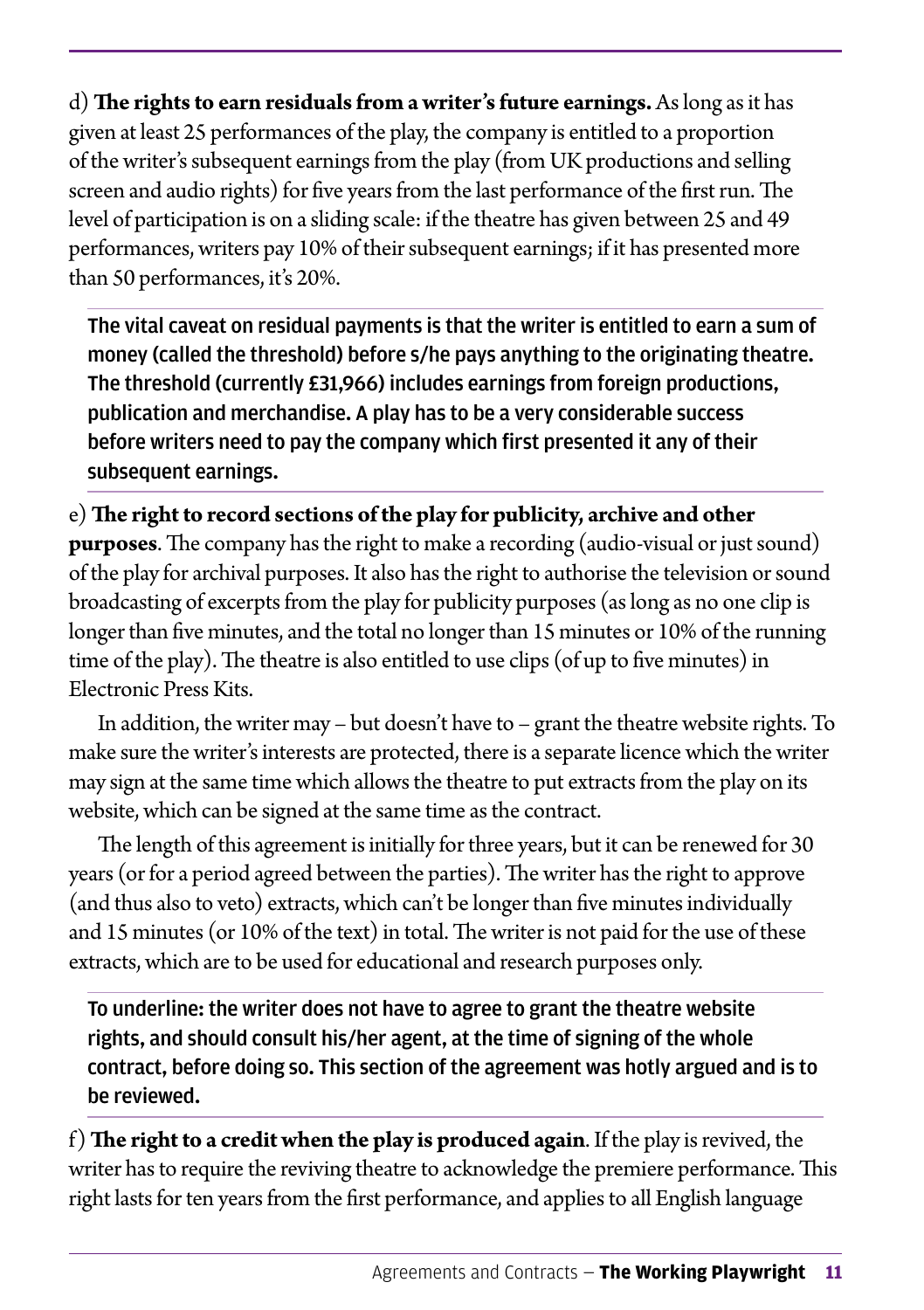d) **The rights to earn residuals from a writer's future earnings.** As long as it has given at least 25 performances of the play, the company is entitled to a proportion of the writer's subsequent earnings from the play (from UK productions and selling screen and audio rights) for five years from the last performance of the first run. The level of participation is on a sliding scale: if the theatre has given between 25 and 49 performances, writers pay 10% of their subsequent earnings; if it has presented more than 50 performances, it's 20%.

**The vital caveat on residual payments is that the writer is entitled to earn a sum of money (called the threshold) before s/he pays anything to the originating theatre. The threshold (currently £31,966) includes earnings from foreign productions, publication and merchandise. A play has to be a very considerable success before writers need to pay the company which first presented it any of their subsequent earnings.**

e) **The right to record sections of the play for publicity, archive and other purposes**. The company has the right to make a recording (audio-visual or just sound) of the play for archival purposes. It also has the right to authorise the television or sound broadcasting of excerpts from the play for publicity purposes (as long as no one clip is longer than five minutes, and the total no longer than 15 minutes or 10% of the running time of the play). The theatre is also entitled to use clips (of up to five minutes) in Electronic Press Kits.

In addition, the writer may – but doesn't have to – grant the theatre website rights. To make sure the writer's interests are protected, there is a separate licence which the writer may sign at the same time which allows the theatre to put extracts from the play on its website, which can be signed at the same time as the contract.

The length of this agreement is initially for three years, but it can be renewed for 30 years (or for a period agreed between the parties). The writer has the right to approve (and thus also to veto) extracts, which can't be longer than five minutes individually and 15 minutes (or 10% of the text) in total. The writer is not paid for the use of these extracts, which are to be used for educational and research purposes only.

**To underline: the writer does not have to agree to grant the theatre website rights, and should consult his/her agent, at the time of signing of the whole contract, before doing so. This section of the agreement was hotly argued and is to be reviewed.**

f) **The right to a credit when the play is produced again**. If the play is revived, the writer has to require the reviving theatre to acknowledge the premiere performance. This right lasts for ten years from the first performance, and applies to all English language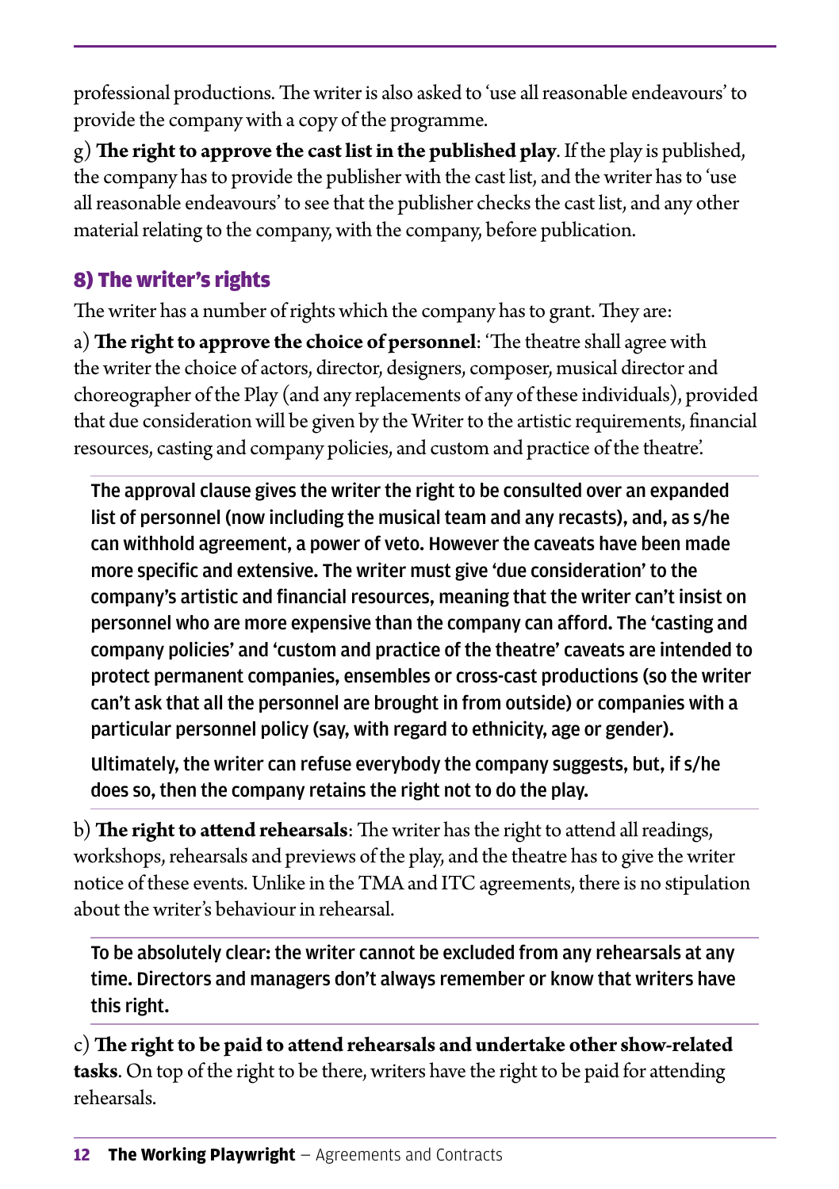professional productions. The writer is also asked to 'use all reasonable endeavours' to provide the company with a copy of the programme.

g) **The right to approve the cast list in the published play**. If the play is published, the company has to provide the publisher with the cast list, and the writer has to 'use all reasonable endeavours' to see that the publisher checks the cast list, and any other material relating to the company, with the company, before publication.

## 8) The writer's rights

The writer has a number of rights which the company has to grant. They are:

a) **The right to approve the choice of personnel**: 'The theatre shall agree with the writer the choice of actors, director, designers, composer, musical director and choreographer of the Play (and any replacements of any of these individuals), provided that due consideration will be given by the Writer to the artistic requirements, financial resources, casting and company policies, and custom and practice of the theatre'.

> **The approval clause gives the writer the right to be consulted over an expanded list of personnel (now including the musical team and any recasts), and, as s/he can withhold agreement, a power of veto. However the caveats have been made more specific and extensive. The writer must give 'due consideration' to the company's artistic and financial resources, meaning that the writer can't insist on personnel who are more expensive than the company can afford. The 'casting and company policies' and 'custom and practice of the theatre' caveats are intended to protect permanent companies, ensembles or cross-cast productions (so the writer can't ask that all the personnel are brought in from outside) or companies with a particular personnel policy (say, with regard to ethnicity, age or gender).**
>
> **Ultimately, the writer can refuse everybody the company suggests, but, if s/he does so, then the company retains the right not to do the play.**

b) **The right to attend rehearsals**: The writer has the right to attend all readings, workshops, rehearsals and previews of the play, and the theatre has to give the writer notice of these events. Unlike in the TMA and ITC agreements, there is no stipulation about the writer's behaviour in rehearsal.

> **To be absolutely clear: the writer cannot be excluded from any rehearsals at any time. Directors and managers don't always remember or know that writers have this right.**

c) **The right to be paid to attend rehearsals and undertake other show-related tasks**. On top of the right to be there, writers have the right to be paid for attending rehearsals.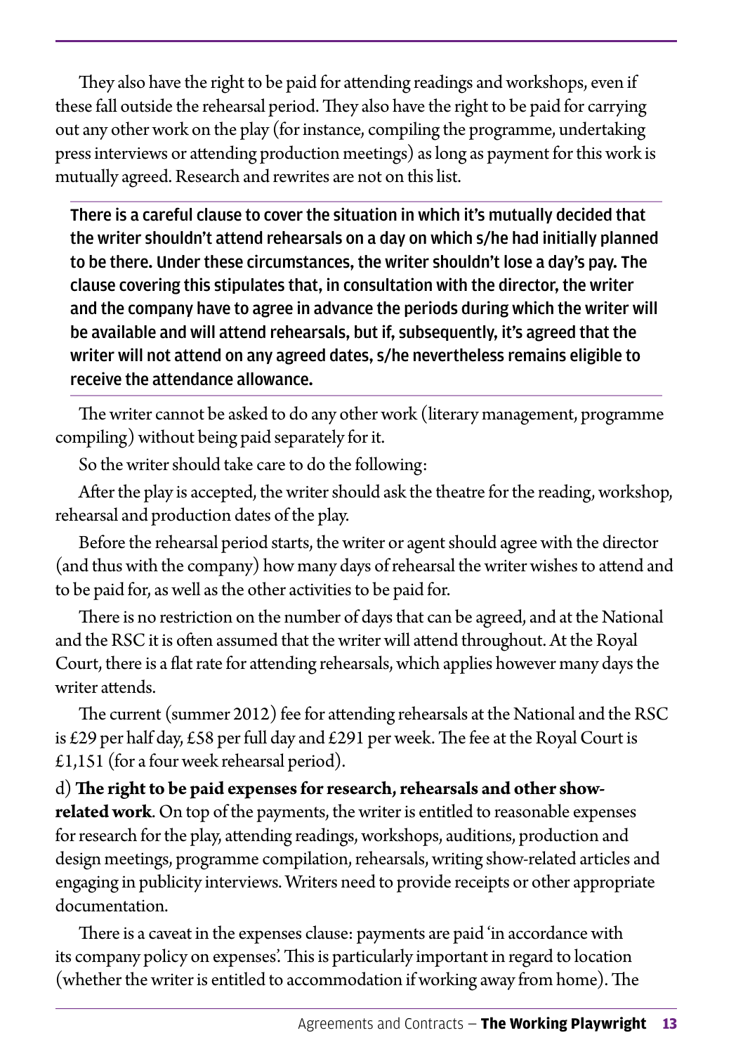They also have the right to be paid for attending readings and workshops, even if these fall outside the rehearsal period. They also have the right to be paid for carrying out any other work on the play (for instance, compiling the programme, undertaking press interviews or attending production meetings) as long as payment for this work is mutually agreed. Research and rewrites are not on this list.

> **There is a careful clause to cover the situation in which it's mutually decided that the writer shouldn't attend rehearsals on a day on which s/he had initially planned to be there. Under these circumstances, the writer shouldn't lose a day's pay. The clause covering this stipulates that, in consultation with the director, the writer and the company have to agree in advance the periods during which the writer will be available and will attend rehearsals, but if, subsequently, it's agreed that the writer will not attend on any agreed dates, s/he nevertheless remains eligible to receive the attendance allowance.**

The writer cannot be asked to do any other work (literary management, programme compiling) without being paid separately for it.

So the writer should take care to do the following:

After the play is accepted, the writer should ask the theatre for the reading, workshop, rehearsal and production dates of the play.

Before the rehearsal period starts, the writer or agent should agree with the director (and thus with the company) how many days of rehearsal the writer wishes to attend and to be paid for, as well as the other activities to be paid for.

There is no restriction on the number of days that can be agreed, and at the National and the RSC it is often assumed that the writer will attend throughout. At the Royal Court, there is a flat rate for attending rehearsals, which applies however many days the writer attends.

The current (summer 2012) fee for attending rehearsals at the National and the RSC is £29 per half day, £58 per full day and £291 per week. The fee at the Royal Court is £1,151 (for a four week rehearsal period).

d) **The right to be paid expenses for research, rehearsals and other show-related work**. On top of the payments, the writer is entitled to reasonable expenses for research for the play, attending readings, workshops, auditions, production and design meetings, programme compilation, rehearsals, writing show-related articles and engaging in publicity interviews. Writers need to provide receipts or other appropriate documentation.

There is a caveat in the expenses clause: payments are paid 'in accordance with its company policy on expenses'. This is particularly important in regard to location (whether the writer is entitled to accommodation if working away from home). The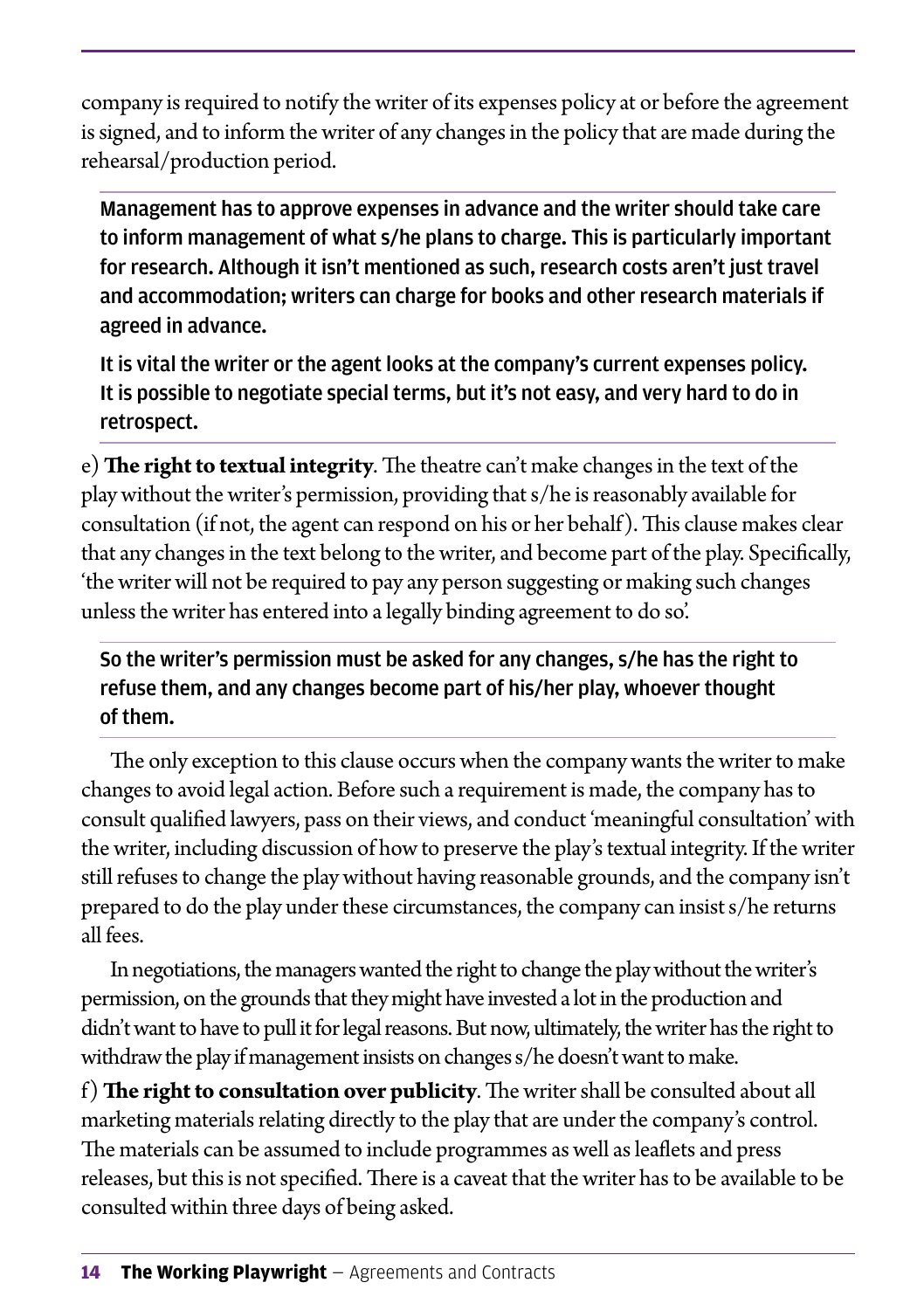company is required to notify the writer of its expenses policy at or before the agreement is signed, and to inform the writer of any changes in the policy that are made during the rehearsal/production period.

> **Management has to approve expenses in advance and the writer should take care to inform management of what s/he plans to charge. This is particularly important for research. Although it isn't mentioned as such, research costs aren't just travel and accommodation; writers can charge for books and other research materials if agreed in advance.**
>
> **It is vital the writer or the agent looks at the company's current expenses policy. It is possible to negotiate special terms, but it's not easy, and very hard to do in retrospect.**

e) **The right to textual integrity**. The theatre can't make changes in the text of the play without the writer's permission, providing that s/he is reasonably available for consultation (if not, the agent can respond on his or her behalf). This clause makes clear that any changes in the text belong to the writer, and become part of the play. Specifically, 'the writer will not be required to pay any person suggesting or making such changes unless the writer has entered into a legally binding agreement to do so'.

> **So the writer's permission must be asked for any changes, s/he has the right to refuse them, and any changes become part of his/her play, whoever thought of them.**

The only exception to this clause occurs when the company wants the writer to make changes to avoid legal action. Before such a requirement is made, the company has to consult qualified lawyers, pass on their views, and conduct 'meaningful consultation' with the writer, including discussion of how to preserve the play's textual integrity. If the writer still refuses to change the play without having reasonable grounds, and the company isn't prepared to do the play under these circumstances, the company can insist s/he returns all fees.

In negotiations, the managers wanted the right to change the play without the writer's permission, on the grounds that they might have invested a lot in the production and didn't want to have to pull it for legal reasons. But now, ultimately, the writer has the right to withdraw the play if management insists on changes s/he doesn't want to make.

f) **The right to consultation over publicity**. The writer shall be consulted about all marketing materials relating directly to the play that are under the company's control. The materials can be assumed to include programmes as well as leaflets and press releases, but this is not specified. There is a caveat that the writer has to be available to be consulted within three days of being asked.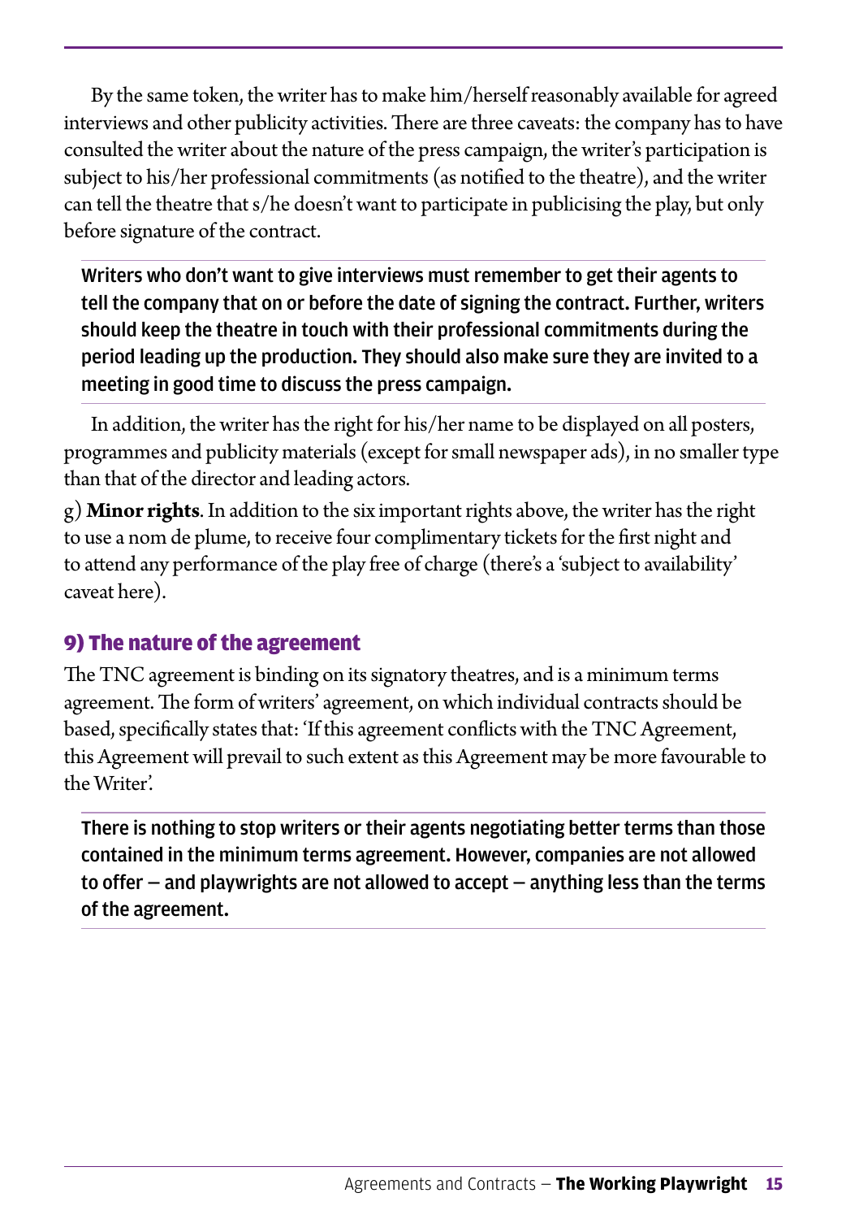By the same token, the writer has to make him/herself reasonably available for agreed interviews and other publicity activities. There are three caveats: the company has to have consulted the writer about the nature of the press campaign, the writer's participation is subject to his/her professional commitments (as notified to the theatre), and the writer can tell the theatre that s/he doesn't want to participate in publicising the play, but only before signature of the contract.

> **Writers who don't want to give interviews must remember to get their agents to tell the company that on or before the date of signing the contract. Further, writers should keep the theatre in touch with their professional commitments during the period leading up the production. They should also make sure they are invited to a meeting in good time to discuss the press campaign.**

In addition, the writer has the right for his/her name to be displayed on all posters, programmes and publicity materials (except for small newspaper ads), in no smaller type than that of the director and leading actors.

g) **Minor rights**. In addition to the six important rights above, the writer has the right to use a nom de plume, to receive four complimentary tickets for the first night and to attend any performance of the play free of charge (there's a 'subject to availability' caveat here).

## 9) The nature of the agreement

The TNC agreement is binding on its signatory theatres, and is a minimum terms agreement. The form of writers' agreement, on which individual contracts should be based, specifically states that: 'If this agreement conflicts with the TNC Agreement, this Agreement will prevail to such extent as this Agreement may be more favourable to the Writer'.

> **There is nothing to stop writers or their agents negotiating better terms than those contained in the minimum terms agreement. However, companies are not allowed to offer – and playwrights are not allowed to accept – anything less than the terms of the agreement.**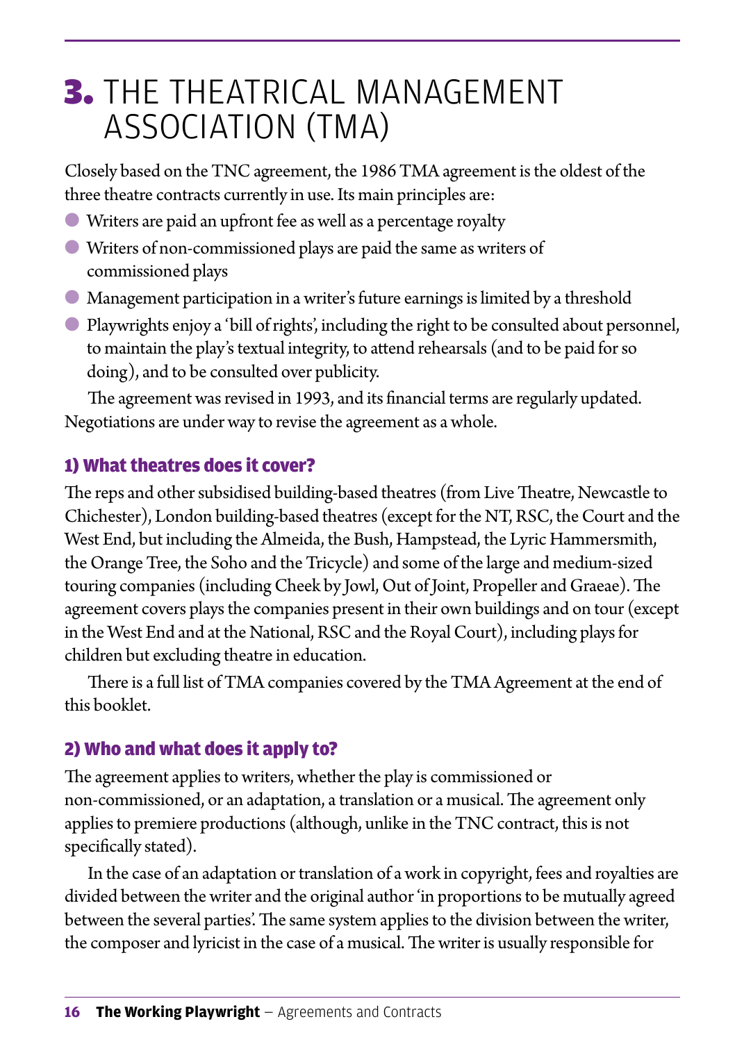# 3. THE THEATRICAL MANAGEMENT ASSOCIATION (TMA)

Closely based on the TNC agreement, the 1986 TMA agreement is the oldest of the three theatre contracts currently in use. Its main principles are:

- Writers are paid an upfront fee as well as a percentage royalty
- Writers of non-commissioned plays are paid the same as writers of commissioned plays
- Management participation in a writer's future earnings is limited by a threshold
- Playwrights enjoy a 'bill of rights', including the right to be consulted about personnel, to maintain the play's textual integrity, to attend rehearsals (and to be paid for so doing), and to be consulted over publicity.

The agreement was revised in 1993, and its financial terms are regularly updated. Negotiations are under way to revise the agreement as a whole.

## 1) What theatres does it cover?

The reps and other subsidised building-based theatres (from Live Theatre, Newcastle to Chichester), London building-based theatres (except for the NT, RSC, the Court and the West End, but including the Almeida, the Bush, Hampstead, the Lyric Hammersmith, the Orange Tree, the Soho and the Tricycle) and some of the large and medium-sized touring companies (including Cheek by Jowl, Out of Joint, Propeller and Graeae). The agreement covers plays the companies present in their own buildings and on tour (except in the West End and at the National, RSC and the Royal Court), including plays for children but excluding theatre in education.

There is a full list of TMA companies covered by the TMA Agreement at the end of this booklet.

## 2) Who and what does it apply to?

The agreement applies to writers, whether the play is commissioned or non-commissioned, or an adaptation, a translation or a musical. The agreement only applies to premiere productions (although, unlike in the TNC contract, this is not specifically stated).

In the case of an adaptation or translation of a work in copyright, fees and royalties are divided between the writer and the original author 'in proportions to be mutually agreed between the several parties'. The same system applies to the division between the writer, the composer and lyricist in the case of a musical. The writer is usually responsible for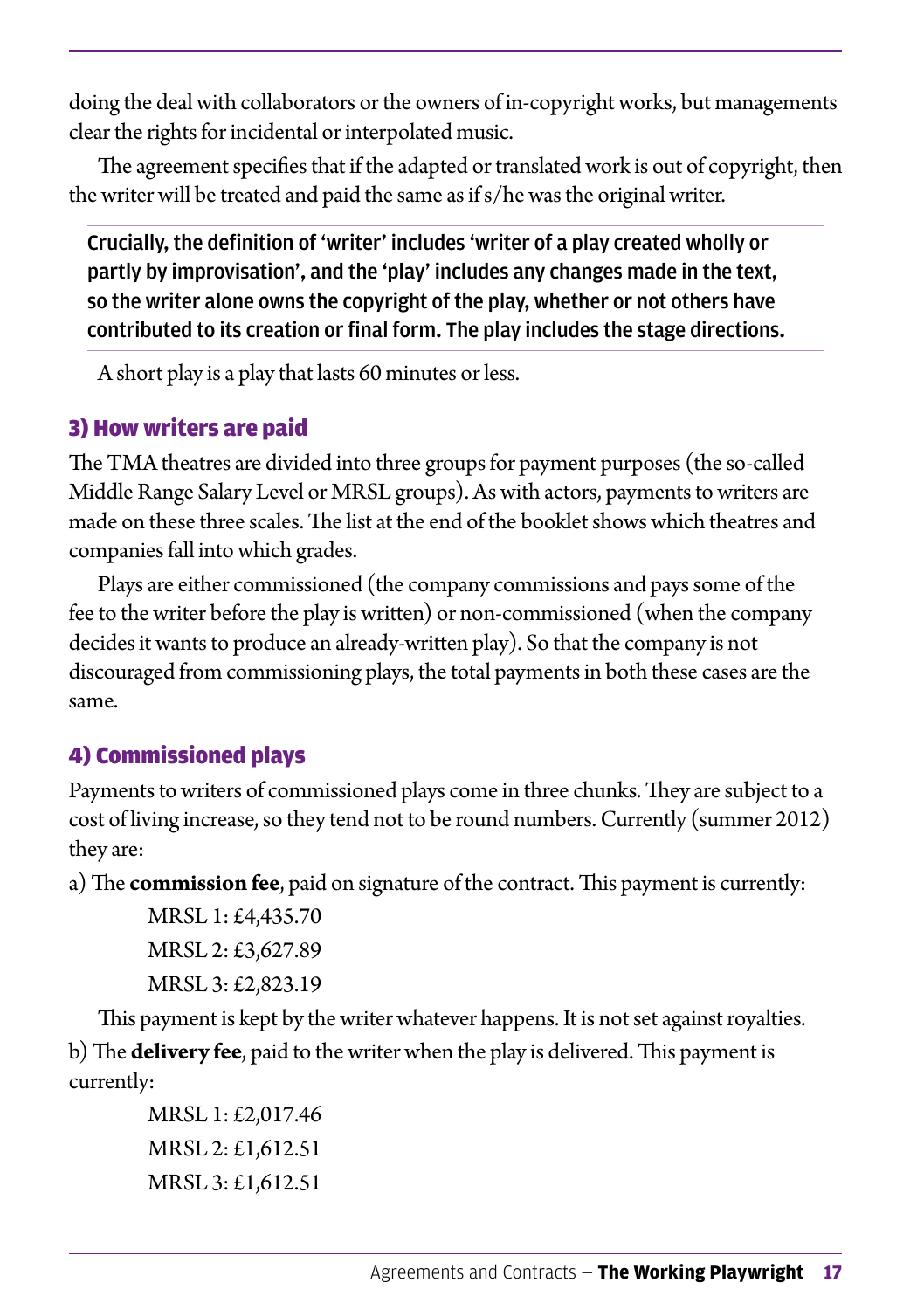doing the deal with collaborators or the owners of in-copyright works, but managements clear the rights for incidental or interpolated music.

The agreement specifies that if the adapted or translated work is out of copyright, then the writer will be treated and paid the same as if s/he was the original writer.

**Crucially, the definition of 'writer' includes 'writer of a play created wholly or partly by improvisation', and the 'play' includes any changes made in the text, so the writer alone owns the copyright of the play, whether or not others have contributed to its creation or final form. The play includes the stage directions.**

A short play is a play that lasts 60 minutes or less.

## 3) How writers are paid

The TMA theatres are divided into three groups for payment purposes (the so-called Middle Range Salary Level or MRSL groups). As with actors, payments to writers are made on these three scales. The list at the end of the booklet shows which theatres and companies fall into which grades.

Plays are either commissioned (the company commissions and pays some of the fee to the writer before the play is written) or non-commissioned (when the company decides it wants to produce an already-written play). So that the company is not discouraged from commissioning plays, the total payments in both these cases are the same.

## 4) Commissioned plays

Payments to writers of commissioned plays come in three chunks. They are subject to a cost of living increase, so they tend not to be round numbers. Currently (summer 2012) they are:

a) The **commission fee**, paid on signature of the contract. This payment is currently:

MRSL 1: £4,435.70
MRSL 2: £3,627.89
MRSL 3: £2,823.19

This payment is kept by the writer whatever happens. It is not set against royalties.

b) The **delivery fee**, paid to the writer when the play is delivered. This payment is currently:

MRSL 1: £2,017.46
MRSL 2: £1,612.51
MRSL 3: £1,612.51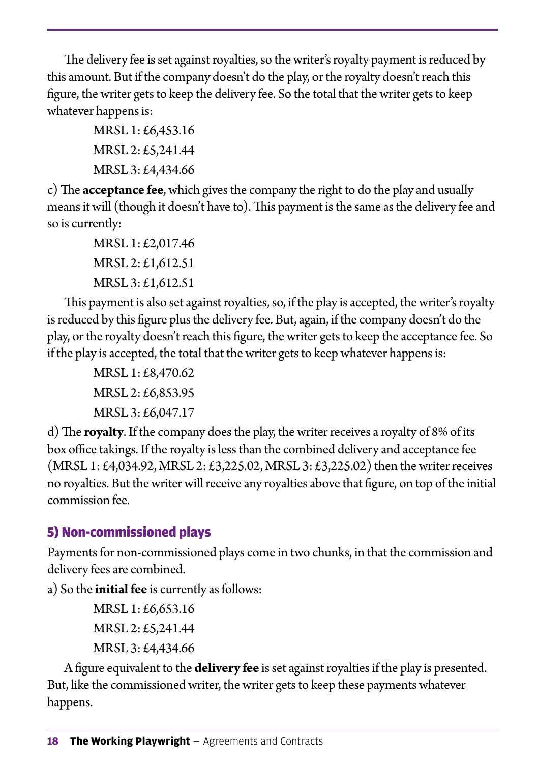The delivery fee is set against royalties, so the writer's royalty payment is reduced by this amount. But if the company doesn't do the play, or the royalty doesn't reach this figure, the writer gets to keep the delivery fee. So the total that the writer gets to keep whatever happens is:

MRSL 1: £6,453.16

MRSL 2: £5,241.44

MRSL 3: £4,434.66

c) The **acceptance fee**, which gives the company the right to do the play and usually means it will (though it doesn't have to). This payment is the same as the delivery fee and so is currently:

MRSL 1: £2,017.46

MRSL 2: £1,612.51

MRSL 3: £1,612.51

This payment is also set against royalties, so, if the play is accepted, the writer's royalty is reduced by this figure plus the delivery fee. But, again, if the company doesn't do the play, or the royalty doesn't reach this figure, the writer gets to keep the acceptance fee. So if the play is accepted, the total that the writer gets to keep whatever happens is:

MRSL 1: £8,470.62

MRSL 2: £6,853.95

MRSL 3: £6,047.17

d) The **royalty**. If the company does the play, the writer receives a royalty of 8% of its box office takings. If the royalty is less than the combined delivery and acceptance fee (MRSL 1: £4,034.92, MRSL 2: £3,225.02, MRSL 3: £3,225.02) then the writer receives no royalties. But the writer will receive any royalties above that figure, on top of the initial commission fee.

### 5) Non-commissioned plays

Payments for non-commissioned plays come in two chunks, in that the commission and delivery fees are combined.

a) So the **initial fee** is currently as follows:

MRSL 1: £6,653.16

MRSL 2: £5,241.44

MRSL 3: £4,434.66

A figure equivalent to the **delivery fee** is set against royalties if the play is presented. But, like the commissioned writer, the writer gets to keep these payments whatever happens.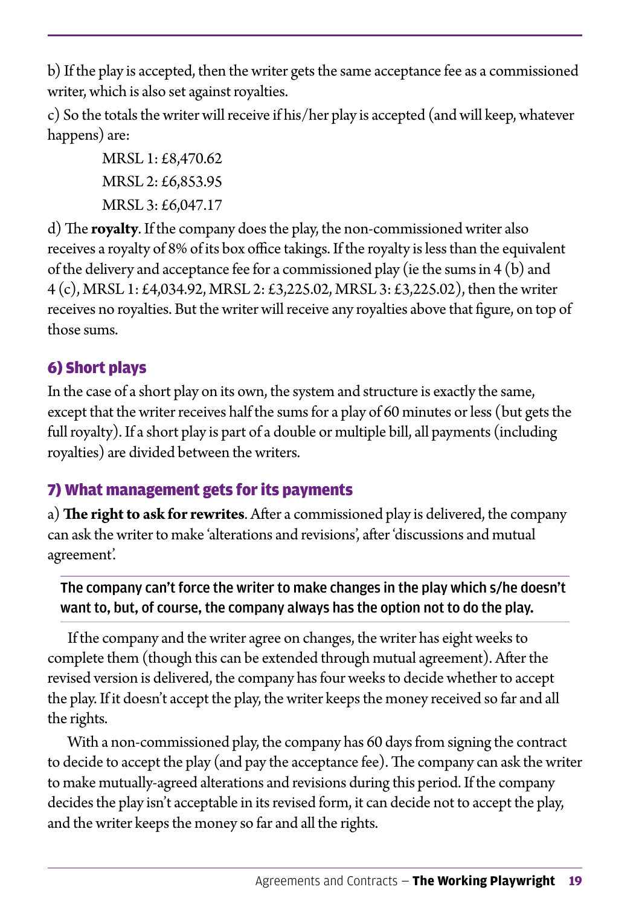b) If the play is accepted, then the writer gets the same acceptance fee as a commissioned writer, which is also set against royalties.

c) So the totals the writer will receive if his/her play is accepted (and will keep, whatever happens) are:

MRSL 1: £8,470.62  
MRSL 2: £6,853.95  
MRSL 3: £6,047.17

d) The **royalty**. If the company does the play, the non-commissioned writer also receives a royalty of 8% of its box office takings. If the royalty is less than the equivalent of the delivery and acceptance fee for a commissioned play (ie the sums in 4 (b) and 4 (c), MRSL 1: £4,034.92, MRSL 2: £3,225.02, MRSL 3: £3,225.02), then the writer receives no royalties. But the writer will receive any royalties above that figure, on top of those sums.

## 6) Short plays

In the case of a short play on its own, the system and structure is exactly the same, except that the writer receives half the sums for a play of 60 minutes or less (but gets the full royalty). If a short play is part of a double or multiple bill, all payments (including royalties) are divided between the writers.

## 7) What management gets for its payments

a) **The right to ask for rewrites**. After a commissioned play is delivered, the company can ask the writer to make 'alterations and revisions', after 'discussions and mutual agreement'.

**The company can't force the writer to make changes in the play which s/he doesn't want to, but, of course, the company always has the option not to do the play.**

If the company and the writer agree on changes, the writer has eight weeks to complete them (though this can be extended through mutual agreement). After the revised version is delivered, the company has four weeks to decide whether to accept the play. If it doesn't accept the play, the writer keeps the money received so far and all the rights.

With a non-commissioned play, the company has 60 days from signing the contract to decide to accept the play (and pay the acceptance fee). The company can ask the writer to make mutually-agreed alterations and revisions during this period. If the company decides the play isn't acceptable in its revised form, it can decide not to accept the play, and the writer keeps the money so far and all the rights.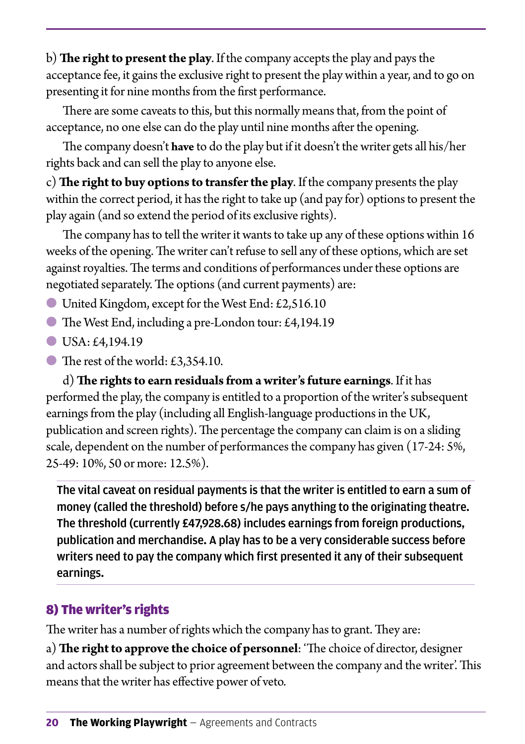b) **The right to present the play**. If the company accepts the play and pays the acceptance fee, it gains the exclusive right to present the play within a year, and to go on presenting it for nine months from the first performance.

There are some caveats to this, but this normally means that, from the point of acceptance, no one else can do the play until nine months after the opening.

The company doesn't **have** to do the play but if it doesn't the writer gets all his/her rights back and can sell the play to anyone else.

c) **The right to buy options to transfer the play**. If the company presents the play within the correct period, it has the right to take up (and pay for) options to present the play again (and so extend the period of its exclusive rights).

The company has to tell the writer it wants to take up any of these options within 16 weeks of the opening. The writer can't refuse to sell any of these options, which are set against royalties. The terms and conditions of performances under these options are negotiated separately. The options (and current payments) are:

- United Kingdom, except for the West End: £2,516.10
- The West End, including a pre-London tour: £4,194.19
- USA: £4,194.19
- The rest of the world: £3,354.10.

d) **The rights to earn residuals from a writer's future earnings**. If it has performed the play, the company is entitled to a proportion of the writer's subsequent earnings from the play (including all English-language productions in the UK, publication and screen rights). The percentage the company can claim is on a sliding scale, dependent on the number of performances the company has given (17-24: 5%, 25-49: 10%, 50 or more: 12.5%).

**The vital caveat on residual payments is that the writer is entitled to earn a sum of money (called the threshold) before s/he pays anything to the originating theatre. The threshold (currently £47,928.68) includes earnings from foreign productions, publication and merchandise. A play has to be a very considerable success before writers need to pay the company which first presented it any of their subsequent earnings.**

## 8) The writer's rights

The writer has a number of rights which the company has to grant. They are:

a) **The right to approve the choice of personnel**: 'The choice of director, designer and actors shall be subject to prior agreement between the company and the writer'. This means that the writer has effective power of veto.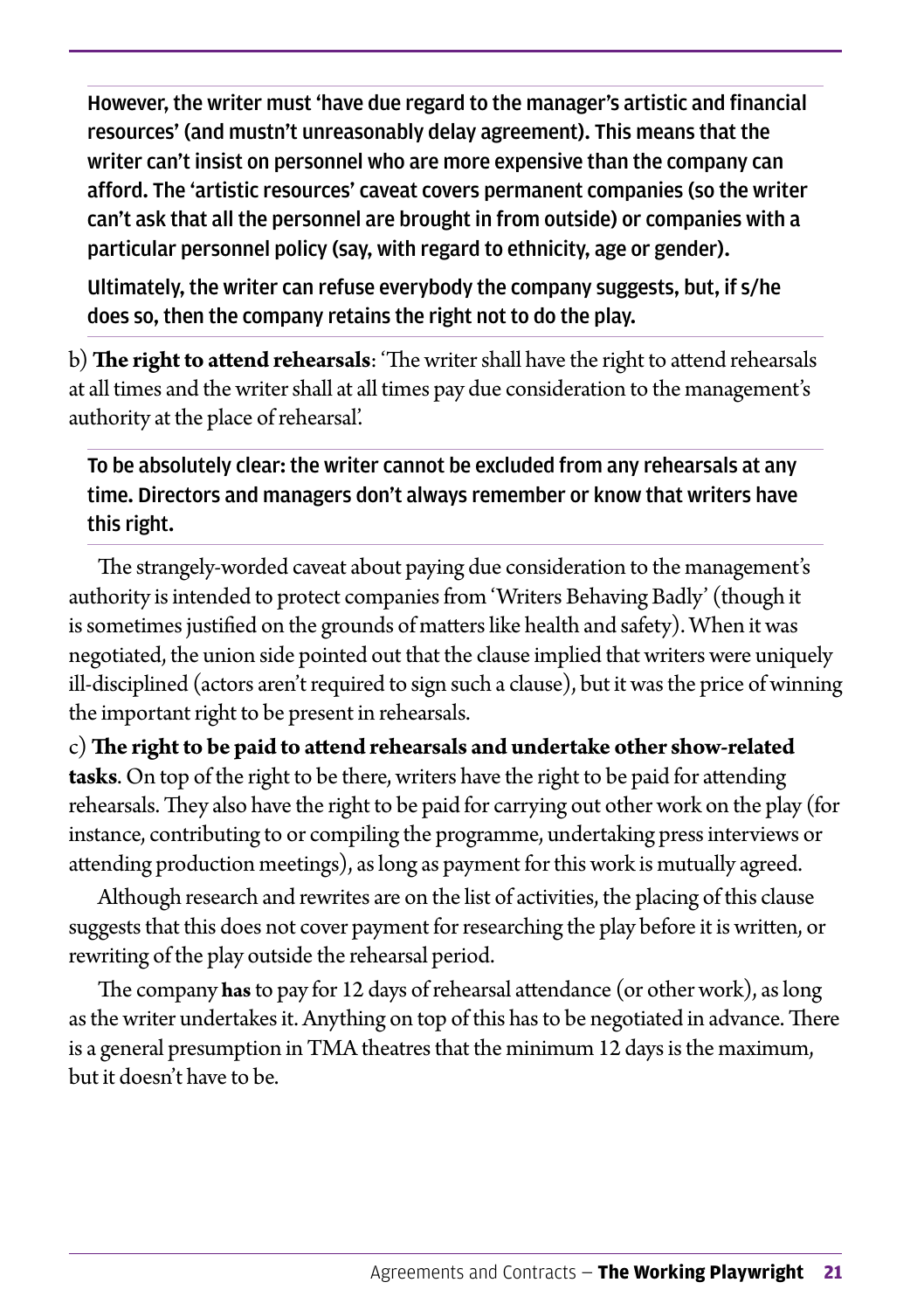**However, the writer must 'have due regard to the manager's artistic and financial resources' (and mustn't unreasonably delay agreement). This means that the writer can't insist on personnel who are more expensive than the company can afford. The 'artistic resources' caveat covers permanent companies (so the writer can't ask that all the personnel are brought in from outside) or companies with a particular personnel policy (say, with regard to ethnicity, age or gender).**

**Ultimately, the writer can refuse everybody the company suggests, but, if s/he does so, then the company retains the right not to do the play.**

b) **The right to attend rehearsals**: 'The writer shall have the right to attend rehearsals at all times and the writer shall at all times pay due consideration to the management's authority at the place of rehearsal'.

**To be absolutely clear: the writer cannot be excluded from any rehearsals at any time. Directors and managers don't always remember or know that writers have this right.**

The strangely-worded caveat about paying due consideration to the management's authority is intended to protect companies from 'Writers Behaving Badly' (though it is sometimes justified on the grounds of matters like health and safety). When it was negotiated, the union side pointed out that the clause implied that writers were uniquely ill-disciplined (actors aren't required to sign such a clause), but it was the price of winning the important right to be present in rehearsals.

c) **The right to be paid to attend rehearsals and undertake other show-related tasks**. On top of the right to be there, writers have the right to be paid for attending rehearsals. They also have the right to be paid for carrying out other work on the play (for instance, contributing to or compiling the programme, undertaking press interviews or attending production meetings), as long as payment for this work is mutually agreed.

Although research and rewrites are on the list of activities, the placing of this clause suggests that this does not cover payment for researching the play before it is written, or rewriting of the play outside the rehearsal period.

The company **has** to pay for 12 days of rehearsal attendance (or other work), as long as the writer undertakes it. Anything on top of this has to be negotiated in advance. There is a general presumption in TMA theatres that the minimum 12 days is the maximum, but it doesn't have to be.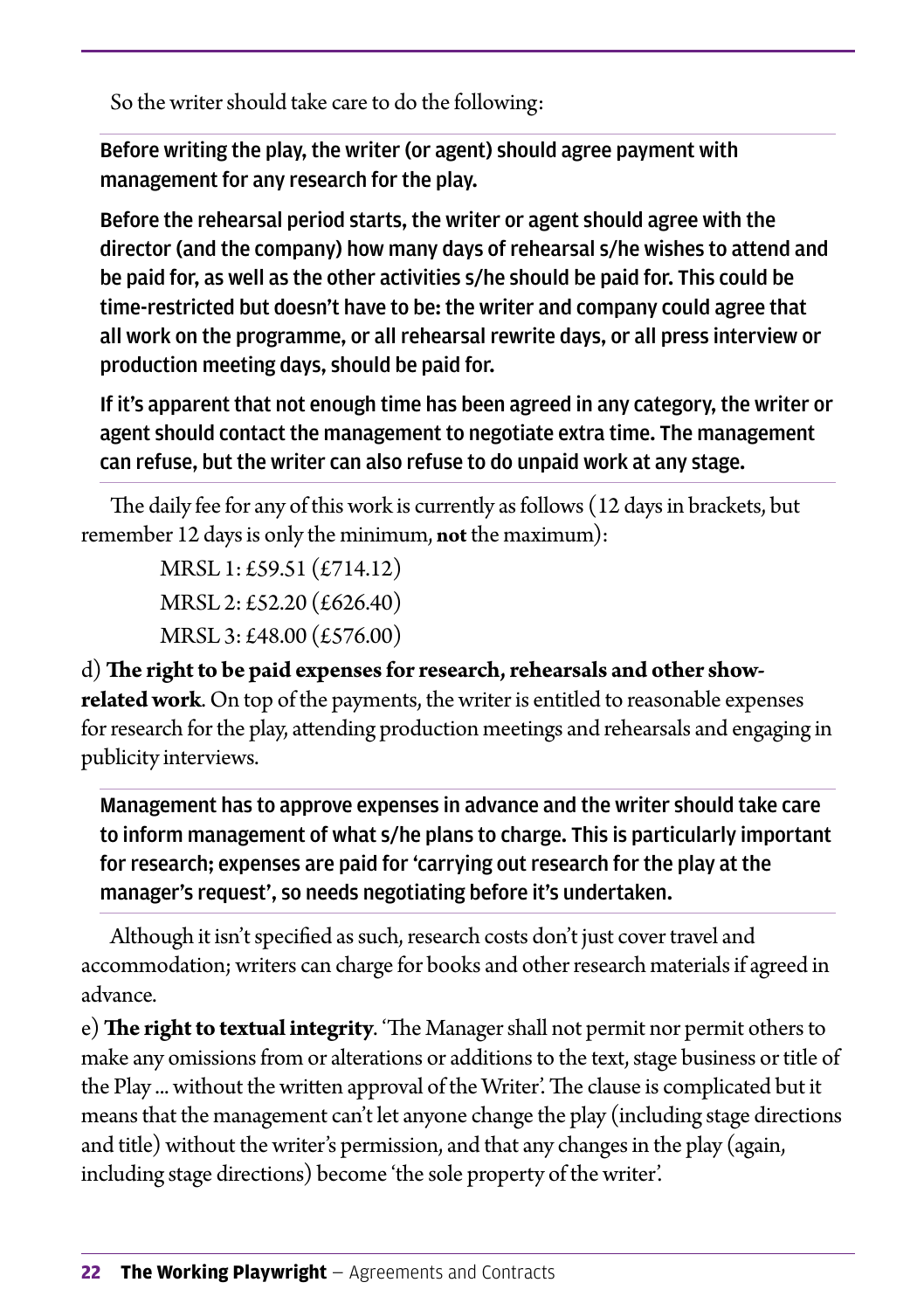So the writer should take care to do the following:

**Before writing the play, the writer (or agent) should agree payment with management for any research for the play.**

**Before the rehearsal period starts, the writer or agent should agree with the director (and the company) how many days of rehearsal s/he wishes to attend and be paid for, as well as the other activities s/he should be paid for. This could be time-restricted but doesn't have to be: the writer and company could agree that all work on the programme, or all rehearsal rewrite days, or all press interview or production meeting days, should be paid for.**

**If it's apparent that not enough time has been agreed in any category, the writer or agent should contact the management to negotiate extra time. The management can refuse, but the writer can also refuse to do unpaid work at any stage.**

The daily fee for any of this work is currently as follows (12 days in brackets, but remember 12 days is only the minimum, **not** the maximum):

MRSL 1: £59.51 (£714.12)
MRSL 2: £52.20 (£626.40)
MRSL 3: £48.00 (£576.00)

d) **The right to be paid expenses for research, rehearsals and other show-related work**. On top of the payments, the writer is entitled to reasonable expenses for research for the play, attending production meetings and rehearsals and engaging in publicity interviews.

**Management has to approve expenses in advance and the writer should take care to inform management of what s/he plans to charge. This is particularly important for research; expenses are paid for 'carrying out research for the play at the manager's request', so needs negotiating before it's undertaken.**

Although it isn't specified as such, research costs don't just cover travel and accommodation; writers can charge for books and other research materials if agreed in advance.

e) **The right to textual integrity**. 'The Manager shall not permit nor permit others to make any omissions from or alterations or additions to the text, stage business or title of the Play ... without the written approval of the Writer'. The clause is complicated but it means that the management can't let anyone change the play (including stage directions and title) without the writer's permission, and that any changes in the play (again, including stage directions) become 'the sole property of the writer'.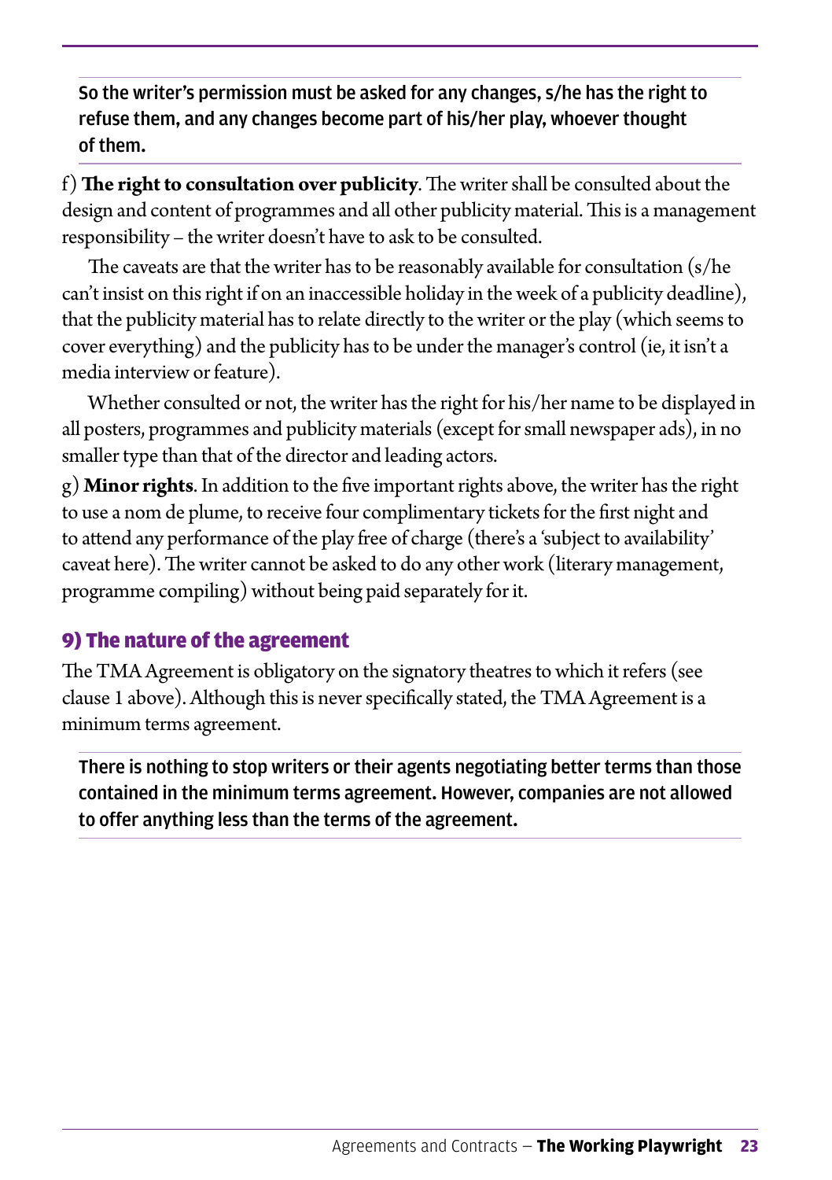**So the writer's permission must be asked for any changes, s/he has the right to refuse them, and any changes become part of his/her play, whoever thought of them.**

f) **The right to consultation over publicity**. The writer shall be consulted about the design and content of programmes and all other publicity material. This is a management responsibility – the writer doesn't have to ask to be consulted.

The caveats are that the writer has to be reasonably available for consultation (s/he can't insist on this right if on an inaccessible holiday in the week of a publicity deadline), that the publicity material has to relate directly to the writer or the play (which seems to cover everything) and the publicity has to be under the manager's control (ie, it isn't a media interview or feature).

Whether consulted or not, the writer has the right for his/her name to be displayed in all posters, programmes and publicity materials (except for small newspaper ads), in no smaller type than that of the director and leading actors.

g) **Minor rights**. In addition to the five important rights above, the writer has the right to use a nom de plume, to receive four complimentary tickets for the first night and to attend any performance of the play free of charge (there's a 'subject to availability' caveat here). The writer cannot be asked to do any other work (literary management, programme compiling) without being paid separately for it.

## 9) The nature of the agreement

The TMA Agreement is obligatory on the signatory theatres to which it refers (see clause 1 above). Although this is never specifically stated, the TMA Agreement is a minimum terms agreement.

**There is nothing to stop writers or their agents negotiating better terms than those contained in the minimum terms agreement. However, companies are not allowed to offer anything less than the terms of the agreement.**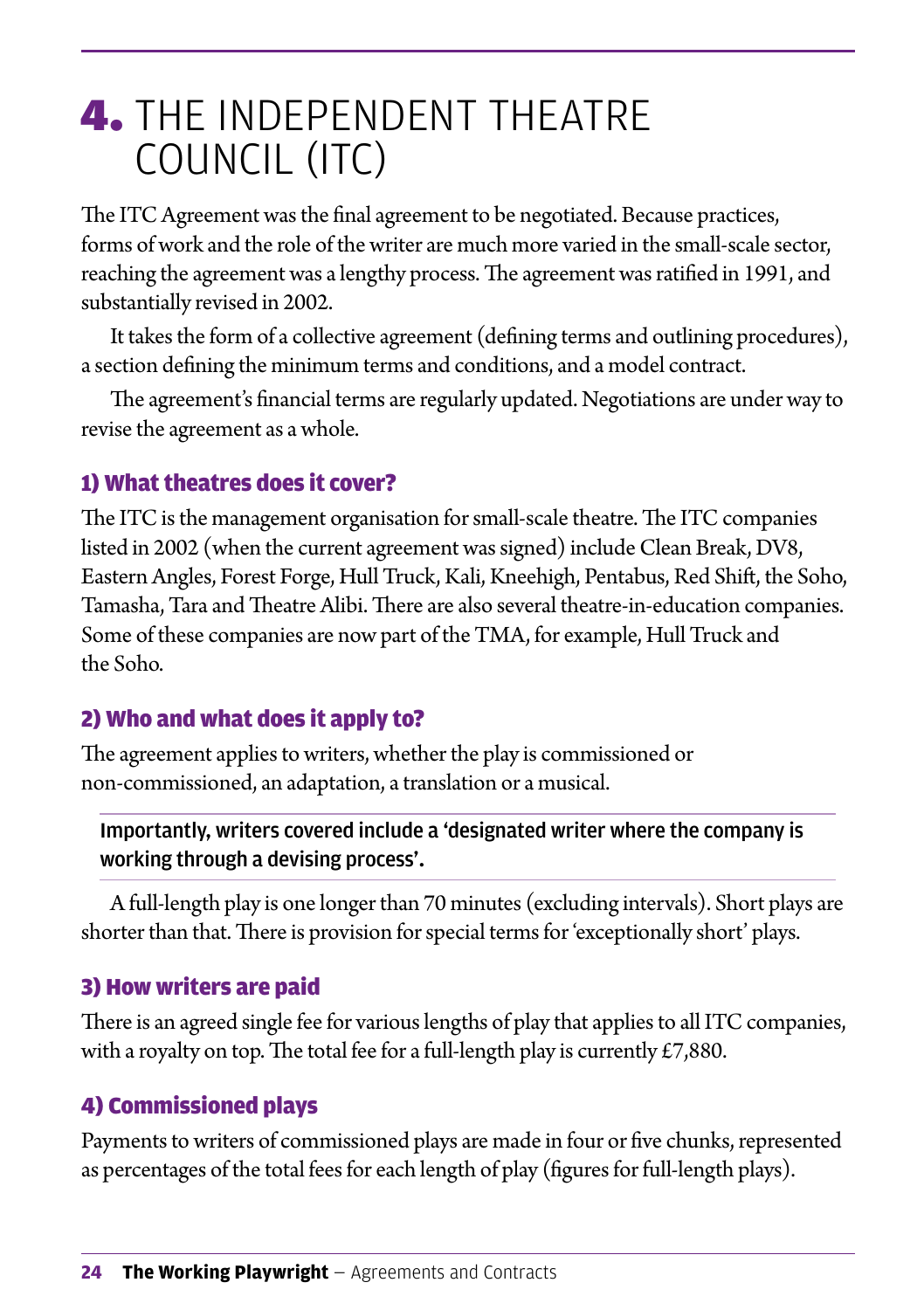# 4. THE INDEPENDENT THEATRE COUNCIL (ITC)

The ITC Agreement was the final agreement to be negotiated. Because practices, forms of work and the role of the writer are much more varied in the small-scale sector, reaching the agreement was a lengthy process. The agreement was ratified in 1991, and substantially revised in 2002.

It takes the form of a collective agreement (defining terms and outlining procedures), a section defining the minimum terms and conditions, and a model contract.

The agreement's financial terms are regularly updated. Negotiations are under way to revise the agreement as a whole.

### 1) What theatres does it cover?

The ITC is the management organisation for small-scale theatre. The ITC companies listed in 2002 (when the current agreement was signed) include Clean Break, DV8, Eastern Angles, Forest Forge, Hull Truck, Kali, Kneehigh, Pentabus, Red Shift, the Soho, Tamasha, Tara and Theatre Alibi. There are also several theatre-in-education companies. Some of these companies are now part of the TMA, for example, Hull Truck and the Soho.

### 2) Who and what does it apply to?

The agreement applies to writers, whether the play is commissioned or non-commissioned, an adaptation, a translation or a musical.

**Importantly, writers covered include a 'designated writer where the company is working through a devising process'.**

A full-length play is one longer than 70 minutes (excluding intervals). Short plays are shorter than that. There is provision for special terms for 'exceptionally short' plays.

### 3) How writers are paid

There is an agreed single fee for various lengths of play that applies to all ITC companies, with a royalty on top. The total fee for a full-length play is currently £7,880.

### 4) Commissioned plays

Payments to writers of commissioned plays are made in four or five chunks, represented as percentages of the total fees for each length of play (figures for full-length plays).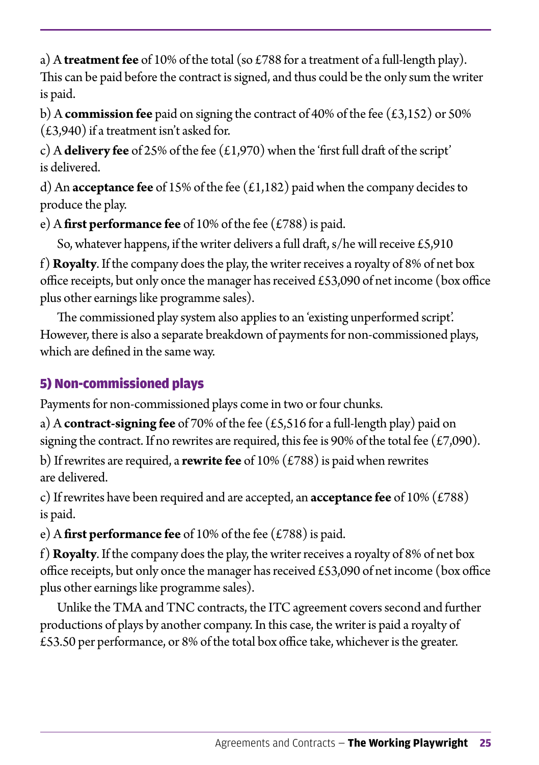a) A **treatment fee** of 10% of the total (so £788 for a treatment of a full-length play). This can be paid before the contract is signed, and thus could be the only sum the writer is paid.

b) A **commission fee** paid on signing the contract of 40% of the fee (£3,152) or 50% (£3,940) if a treatment isn't asked for.

c) A **delivery fee** of 25% of the fee (£1,970) when the 'first full draft of the script' is delivered.

d) An **acceptance fee** of 15% of the fee (£1,182) paid when the company decides to produce the play.

e) A **first performance fee** of 10% of the fee (£788) is paid.

So, whatever happens, if the writer delivers a full draft, s/he will receive £5,910

f) **Royalty**. If the company does the play, the writer receives a royalty of 8% of net box office receipts, but only once the manager has received £53,090 of net income (box office plus other earnings like programme sales).

The commissioned play system also applies to an 'existing unperformed script'. However, there is also a separate breakdown of payments for non-commissioned plays, which are defined in the same way.

## 5) Non-commissioned plays

Payments for non-commissioned plays come in two or four chunks.

a) A **contract-signing fee** of 70% of the fee (£5,516 for a full-length play) paid on signing the contract. If no rewrites are required, this fee is 90% of the total fee (£7,090).

b) If rewrites are required, a **rewrite fee** of 10% (£788) is paid when rewrites are delivered.

c) If rewrites have been required and are accepted, an **acceptance fee** of 10% (£788) is paid.

e) A **first performance fee** of 10% of the fee (£788) is paid.

f) **Royalty**. If the company does the play, the writer receives a royalty of 8% of net box office receipts, but only once the manager has received £53,090 of net income (box office plus other earnings like programme sales).

Unlike the TMA and TNC contracts, the ITC agreement covers second and further productions of plays by another company. In this case, the writer is paid a royalty of £53.50 per performance, or 8% of the total box office take, whichever is the greater.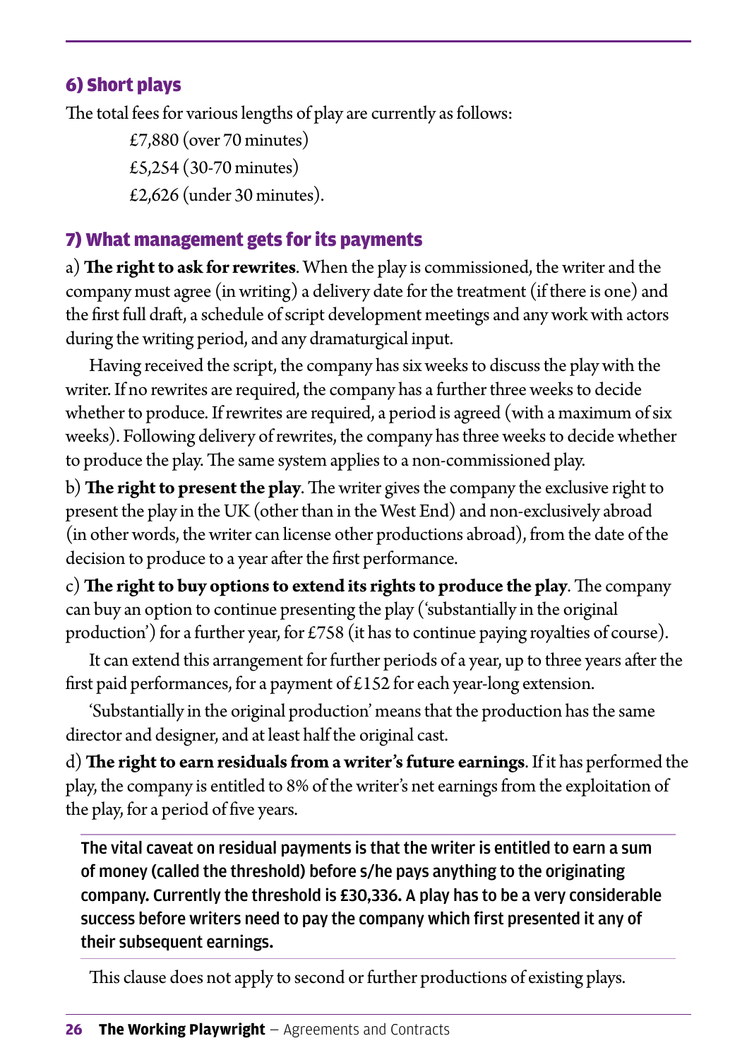### 6) Short plays

The total fees for various lengths of play are currently as follows:

£7,880 (over 70 minutes)
£5,254 (30-70 minutes)
£2,626 (under 30 minutes).

### 7) What management gets for its payments

a) **The right to ask for rewrites**. When the play is commissioned, the writer and the company must agree (in writing) a delivery date for the treatment (if there is one) and the first full draft, a schedule of script development meetings and any work with actors during the writing period, and any dramaturgical input.

Having received the script, the company has six weeks to discuss the play with the writer. If no rewrites are required, the company has a further three weeks to decide whether to produce. If rewrites are required, a period is agreed (with a maximum of six weeks). Following delivery of rewrites, the company has three weeks to decide whether to produce the play. The same system applies to a non-commissioned play.

b) **The right to present the play**. The writer gives the company the exclusive right to present the play in the UK (other than in the West End) and non-exclusively abroad (in other words, the writer can license other productions abroad), from the date of the decision to produce to a year after the first performance.

c) **The right to buy options to extend its rights to produce the play**. The company can buy an option to continue presenting the play ('substantially in the original production') for a further year, for £758 (it has to continue paying royalties of course).

It can extend this arrangement for further periods of a year, up to three years after the first paid performances, for a payment of £152 for each year-long extension.

'Substantially in the original production' means that the production has the same director and designer, and at least half the original cast.

d) **The right to earn residuals from a writer's future earnings**. If it has performed the play, the company is entitled to 8% of the writer's net earnings from the exploitation of the play, for a period of five years.

**The vital caveat on residual payments is that the writer is entitled to earn a sum of money (called the threshold) before s/he pays anything to the originating company. Currently the threshold is £30,336. A play has to be a very considerable success before writers need to pay the company which first presented it any of their subsequent earnings.**

This clause does not apply to second or further productions of existing plays.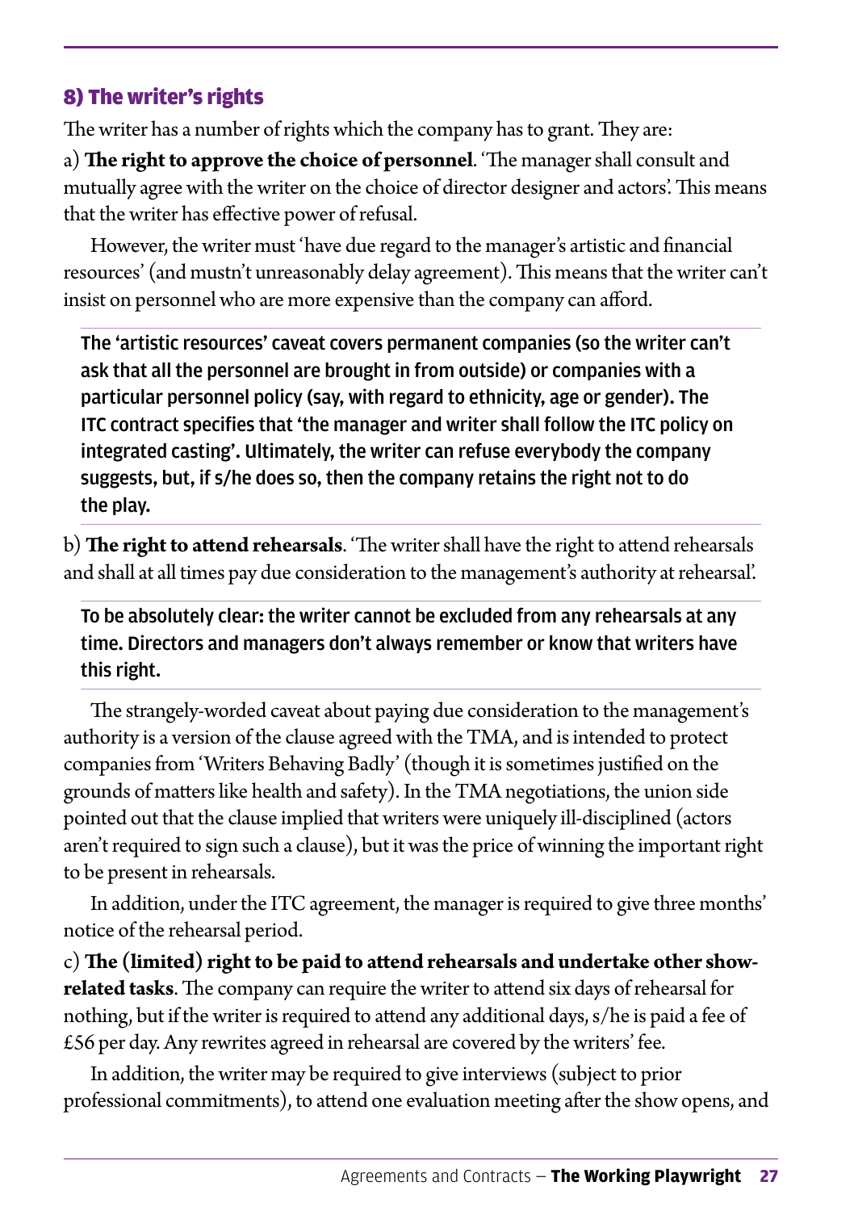## 8) The writer's rights

The writer has a number of rights which the company has to grant. They are:

a) **The right to approve the choice of personnel**. 'The manager shall consult and mutually agree with the writer on the choice of director designer and actors'. This means that the writer has effective power of refusal.

However, the writer must 'have due regard to the manager's artistic and financial resources' (and mustn't unreasonably delay agreement). This means that the writer can't insist on personnel who are more expensive than the company can afford.

**The 'artistic resources' caveat covers permanent companies (so the writer can't ask that all the personnel are brought in from outside) or companies with a particular personnel policy (say, with regard to ethnicity, age or gender). The ITC contract specifies that 'the manager and writer shall follow the ITC policy on integrated casting'. Ultimately, the writer can refuse everybody the company suggests, but, if s/he does so, then the company retains the right not to do the play.**

b) **The right to attend rehearsals**. 'The writer shall have the right to attend rehearsals and shall at all times pay due consideration to the management's authority at rehearsal'.

**To be absolutely clear: the writer cannot be excluded from any rehearsals at any time. Directors and managers don't always remember or know that writers have this right.**

The strangely-worded caveat about paying due consideration to the management's authority is a version of the clause agreed with the TMA, and is intended to protect companies from 'Writers Behaving Badly' (though it is sometimes justified on the grounds of matters like health and safety). In the TMA negotiations, the union side pointed out that the clause implied that writers were uniquely ill-disciplined (actors aren't required to sign such a clause), but it was the price of winning the important right to be present in rehearsals.

In addition, under the ITC agreement, the manager is required to give three months' notice of the rehearsal period.

c) **The (limited) right to be paid to attend rehearsals and undertake other show-related tasks**. The company can require the writer to attend six days of rehearsal for nothing, but if the writer is required to attend any additional days, s/he is paid a fee of £56 per day. Any rewrites agreed in rehearsal are covered by the writers' fee.

In addition, the writer may be required to give interviews (subject to prior professional commitments), to attend one evaluation meeting after the show opens, and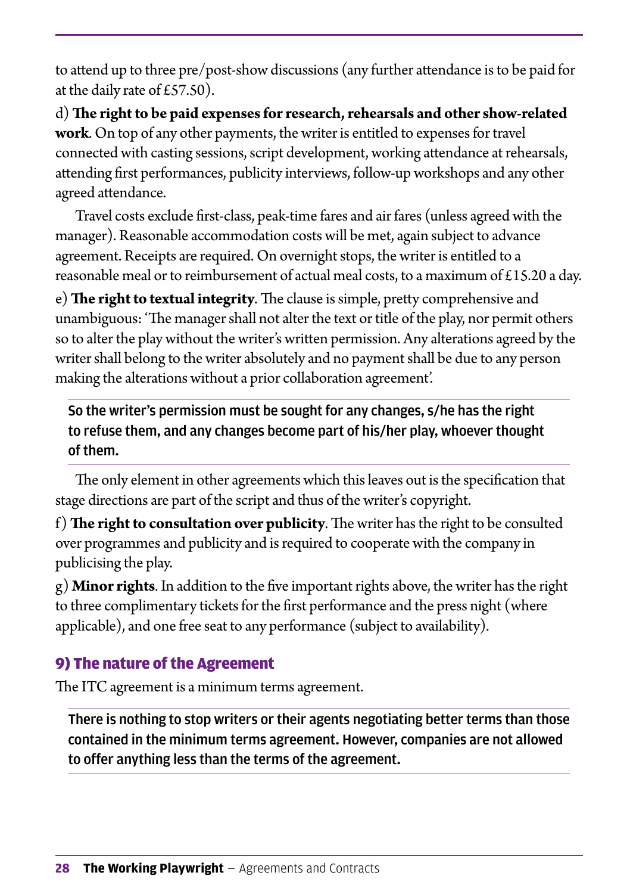to attend up to three pre/post-show discussions (any further attendance is to be paid for at the daily rate of £57.50).

d) **The right to be paid expenses for research, rehearsals and other show-related work**. On top of any other payments, the writer is entitled to expenses for travel connected with casting sessions, script development, working attendance at rehearsals, attending first performances, publicity interviews, follow-up workshops and any other agreed attendance.

Travel costs exclude first-class, peak-time fares and air fares (unless agreed with the manager). Reasonable accommodation costs will be met, again subject to advance agreement. Receipts are required. On overnight stops, the writer is entitled to a reasonable meal or to reimbursement of actual meal costs, to a maximum of £15.20 a day.

e) **The right to textual integrity**. The clause is simple, pretty comprehensive and unambiguous: 'The manager shall not alter the text or title of the play, nor permit others so to alter the play without the writer's written permission. Any alterations agreed by the writer shall belong to the writer absolutely and no payment shall be due to any person making the alterations without a prior collaboration agreement'.

> **So the writer's permission must be sought for any changes, s/he has the right to refuse them, and any changes become part of his/her play, whoever thought of them.**

The only element in other agreements which this leaves out is the specification that stage directions are part of the script and thus of the writer's copyright.

f) **The right to consultation over publicity**. The writer has the right to be consulted over programmes and publicity and is required to cooperate with the company in publicising the play.

g) **Minor rights**. In addition to the five important rights above, the writer has the right to three complimentary tickets for the first performance and the press night (where applicable), and one free seat to any performance (subject to availability).

## 9) The nature of the Agreement

The ITC agreement is a minimum terms agreement.

> **There is nothing to stop writers or their agents negotiating better terms than those contained in the minimum terms agreement. However, companies are not allowed to offer anything less than the terms of the agreement.**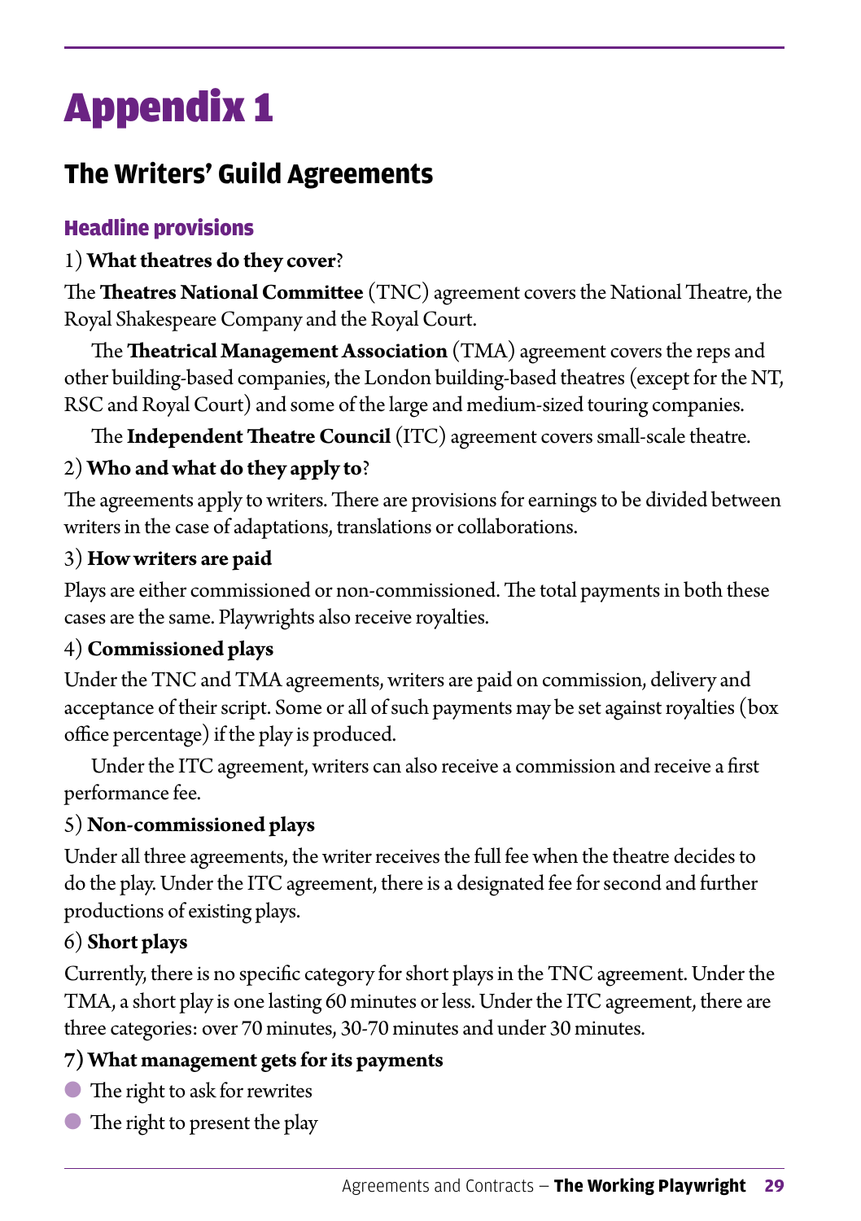# Appendix 1

## The Writers' Guild Agreements

### Headline provisions

1) **What theatres do they cover**?

The **Theatres National Committee** (TNC) agreement covers the National Theatre, the Royal Shakespeare Company and the Royal Court.

The **Theatrical Management Association** (TMA) agreement covers the reps and other building-based companies, the London building-based theatres (except for the NT, RSC and Royal Court) and some of the large and medium-sized touring companies.

The **Independent Theatre Council** (ITC) agreement covers small-scale theatre.

2) **Who and what do they apply to**?

The agreements apply to writers. There are provisions for earnings to be divided between writers in the case of adaptations, translations or collaborations.

3) **How writers are paid**

Plays are either commissioned or non-commissioned. The total payments in both these cases are the same. Playwrights also receive royalties.

4) **Commissioned plays**

Under the TNC and TMA agreements, writers are paid on commission, delivery and acceptance of their script. Some or all of such payments may be set against royalties (box office percentage) if the play is produced.

Under the ITC agreement, writers can also receive a commission and receive a first performance fee.

5) **Non-commissioned plays**

Under all three agreements, the writer receives the full fee when the theatre decides to do the play. Under the ITC agreement, there is a designated fee for second and further productions of existing plays.

6) **Short plays**

Currently, there is no specific category for short plays in the TNC agreement. Under the TMA, a short play is one lasting 60 minutes or less. Under the ITC agreement, there are three categories: over 70 minutes, 30-70 minutes and under 30 minutes.

**7) What management gets for its payments**

- The right to ask for rewrites
- The right to present the play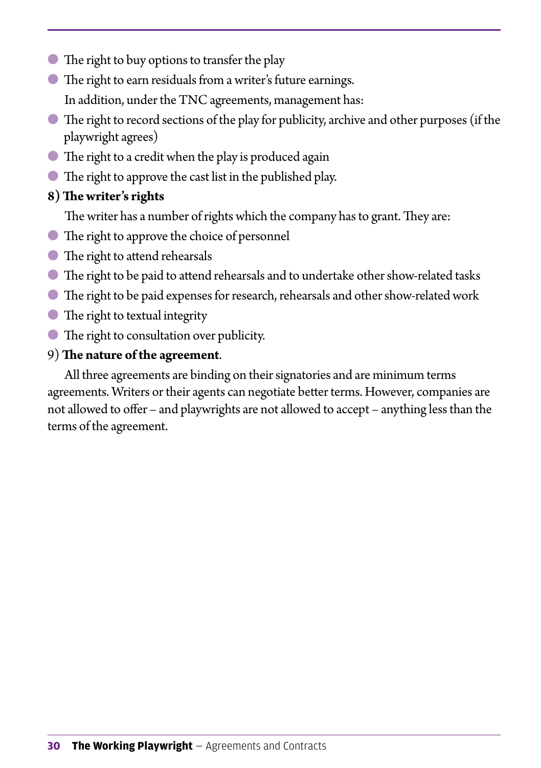- The right to buy options to transfer the play
- The right to earn residuals from a writer's future earnings.

In addition, under the TNC agreements, management has:

- The right to record sections of the play for publicity, archive and other purposes (if the playwright agrees)
- The right to a credit when the play is produced again
- The right to approve the cast list in the published play.

**8) The writer's rights**

The writer has a number of rights which the company has to grant. They are:

- The right to approve the choice of personnel
- The right to attend rehearsals
- The right to be paid to attend rehearsals and to undertake other show-related tasks
- The right to be paid expenses for research, rehearsals and other show-related work
- The right to textual integrity
- The right to consultation over publicity.

9) **The nature of the agreement**.

All three agreements are binding on their signatories and are minimum terms agreements. Writers or their agents can negotiate better terms. However, companies are not allowed to offer – and playwrights are not allowed to accept – anything less than the terms of the agreement.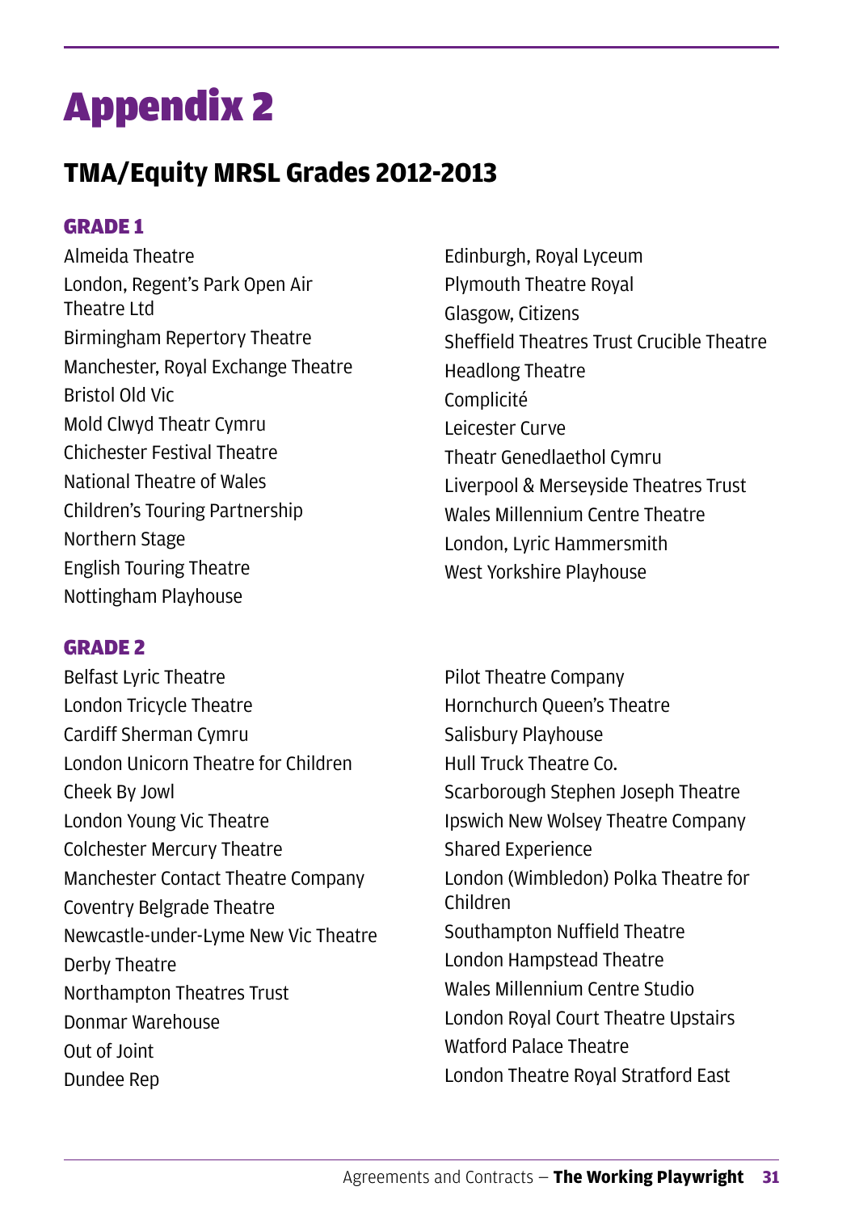# Appendix 2

## TMA/Equity MRSL Grades 2012-2013

### GRADE 1

Almeida Theatre
London, Regent's Park Open Air Theatre Ltd
Birmingham Repertory Theatre
Manchester, Royal Exchange Theatre
Bristol Old Vic
Mold Clwyd Theatr Cymru
Chichester Festival Theatre
National Theatre of Wales
Children's Touring Partnership
Northern Stage
English Touring Theatre
Nottingham Playhouse
Edinburgh, Royal Lyceum
Plymouth Theatre Royal
Glasgow, Citizens
Sheffield Theatres Trust Crucible Theatre
Headlong Theatre
Complicité
Leicester Curve
Theatr Genedlaethol Cymru
Liverpool & Merseyside Theatres Trust
Wales Millennium Centre Theatre
London, Lyric Hammersmith
West Yorkshire Playhouse

### GRADE 2

Belfast Lyric Theatre
London Tricycle Theatre
Cardiff Sherman Cymru
London Unicorn Theatre for Children
Cheek By Jowl
London Young Vic Theatre
Colchester Mercury Theatre
Manchester Contact Theatre Company
Coventry Belgrade Theatre
Newcastle-under-Lyme New Vic Theatre
Derby Theatre
Northampton Theatres Trust
Donmar Warehouse
Out of Joint
Dundee Rep
Pilot Theatre Company
Hornchurch Queen's Theatre
Salisbury Playhouse
Hull Truck Theatre Co.
Scarborough Stephen Joseph Theatre
Ipswich New Wolsey Theatre Company
Shared Experience
London (Wimbledon) Polka Theatre for Children
Southampton Nuffield Theatre
London Hampstead Theatre
Wales Millennium Centre Studio
London Royal Court Theatre Upstairs
Watford Palace Theatre
London Theatre Royal Stratford East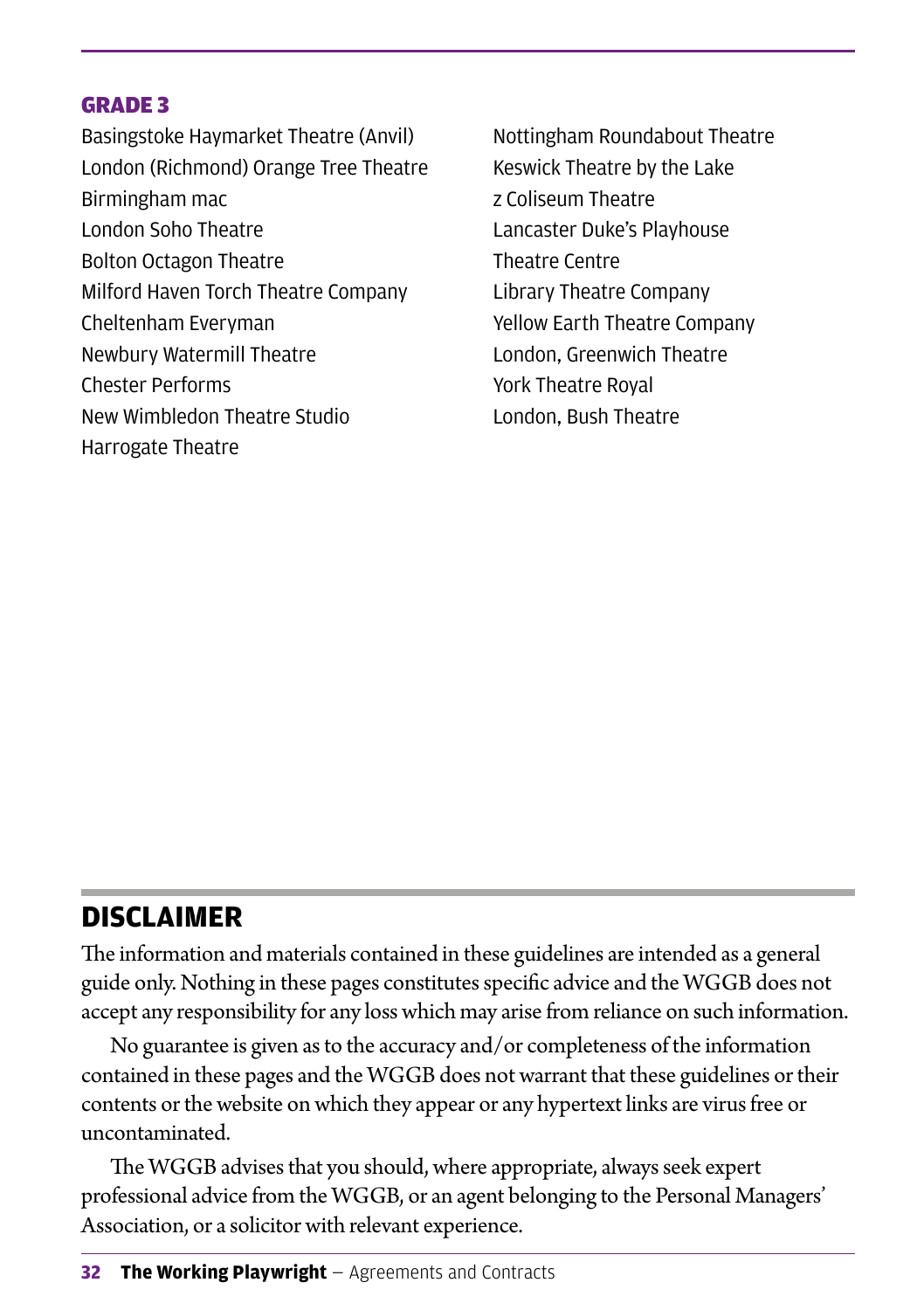### GRADE 3

Basingstoke Haymarket Theatre (Anvil)
London (Richmond) Orange Tree Theatre
Birmingham mac
London Soho Theatre
Bolton Octagon Theatre
Milford Haven Torch Theatre Company
Cheltenham Everyman
Newbury Watermill Theatre
Chester Performs
New Wimbledon Theatre Studio
Harrogate Theatre
Nottingham Roundabout Theatre
Keswick Theatre by the Lake
z Coliseum Theatre
Lancaster Duke's Playhouse
Theatre Centre
Library Theatre Company
Yellow Earth Theatre Company
London, Greenwich Theatre
York Theatre Royal
London, Bush Theatre

## DISCLAIMER

The information and materials contained in these guidelines are intended as a general guide only. Nothing in these pages constitutes specific advice and the WGGB does not accept any responsibility for any loss which may arise from reliance on such information.

No guarantee is given as to the accuracy and/or completeness of the information contained in these pages and the WGGB does not warrant that these guidelines or their contents or the website on which they appear or any hypertext links are virus free or uncontaminated.

The WGGB advises that you should, where appropriate, always seek expert professional advice from the WGGB, or an agent belonging to the Personal Managers' Association, or a solicitor with relevant experience.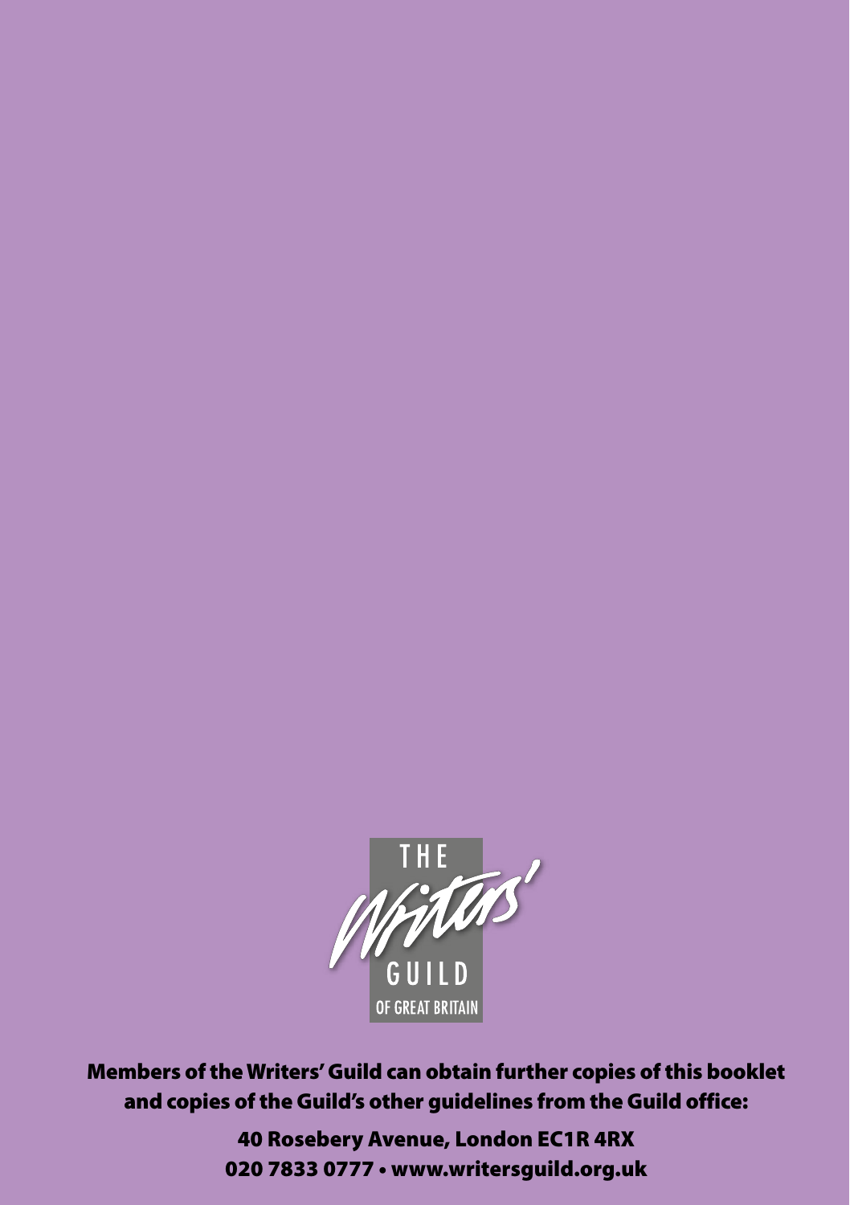THE Writers' GUILD OF GREAT BRITAIN

**Members of the Writers' Guild can obtain further copies of this booklet and copies of the Guild's other guidelines from the Guild office:**

**40 Rosebery Avenue, London EC1R 4RX**
**020 7833 0777 • www.writersguild.org.uk**